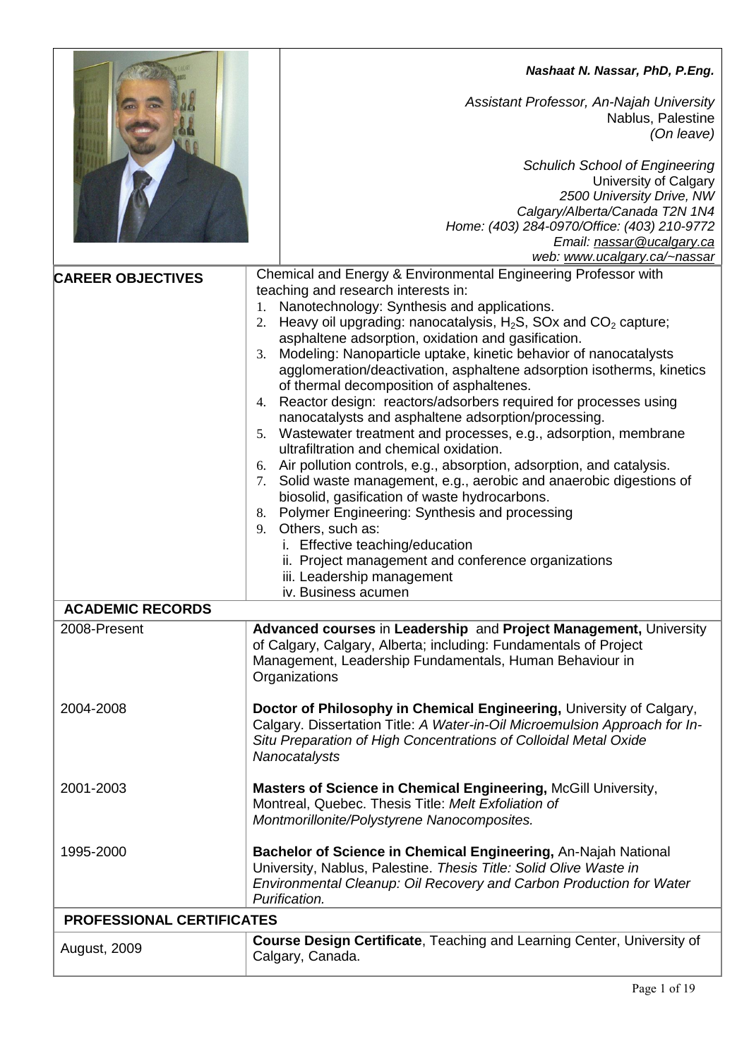***Nashaat N. Nassar, PhD, P.Eng.***

*Assistant Professor, An-Najah University*
Nablus, Palestine
*(On leave)*

*Schulich School of Engineering*
University of Calgary
*2500 University Drive, NW*
*Calgary/Alberta/Canada T2N 1N4*
*Home: (403) 284-0970/Office: (403) 210-9772*
*Email: nassar@ucalgary.ca*
*web: www.ucalgary.ca/~nassar*

## CAREER OBJECTIVES

Chemical and Energy & Environmental Engineering Professor with teaching and research interests in:

1. Nanotechnology: Synthesis and applications.
2. Heavy oil upgrading: nanocatalysis, $H_2S$, SOx and $CO_2$ capture; asphaltene adsorption, oxidation and gasification.
3. Modeling: Nanoparticle uptake, kinetic behavior of nanocatalysts agglomeration/deactivation, asphaltene adsorption isotherms, kinetics of thermal decomposition of asphaltenes.
4. Reactor design: reactors/adsorbers required for processes using nanocatalysts and asphaltene adsorption/processing.
5. Wastewater treatment and processes, e.g., adsorption, membrane ultrafiltration and chemical oxidation.
6. Air pollution controls, e.g., absorption, adsorption, and catalysis.
7. Solid waste management, e.g., aerobic and anaerobic digestions of biosolid, gasification of waste hydrocarbons.
8. Polymer Engineering: Synthesis and processing
9. Others, such as:
   i. Effective teaching/education
   ii. Project management and conference organizations
   iii. Leadership management
   iv. Business acumen

## ACADEMIC RECORDS

| | |
|---|---|
| 2008-Present | **Advanced courses** in **Leadership** and **Project Management,** University of Calgary, Calgary, Alberta; including: Fundamentals of Project Management, Leadership Fundamentals, Human Behaviour in Organizations |
| 2004-2008 | **Doctor of Philosophy in Chemical Engineering,** University of Calgary, Calgary. Dissertation Title: *A Water-in-Oil Microemulsion Approach for In-Situ Preparation of High Concentrations of Colloidal Metal Oxide Nanocatalysts* |
| 2001-2003 | **Masters of Science in Chemical Engineering,** McGill University, Montreal, Quebec. Thesis Title: *Melt Exfoliation of Montmorillonite/Polystyrene Nanocomposites.* |
| 1995-2000 | **Bachelor of Science in Chemical Engineering,** An-Najah National University, Nablus, Palestine. *Thesis Title: Solid Olive Waste in Environmental Cleanup: Oil Recovery and Carbon Production for Water Purification.* |

## PROFESSIONAL CERTIFICATES

| | |
|---|---|
| August, 2009 | **Course Design Certificate**, Teaching and Learning Center, University of Calgary, Canada. |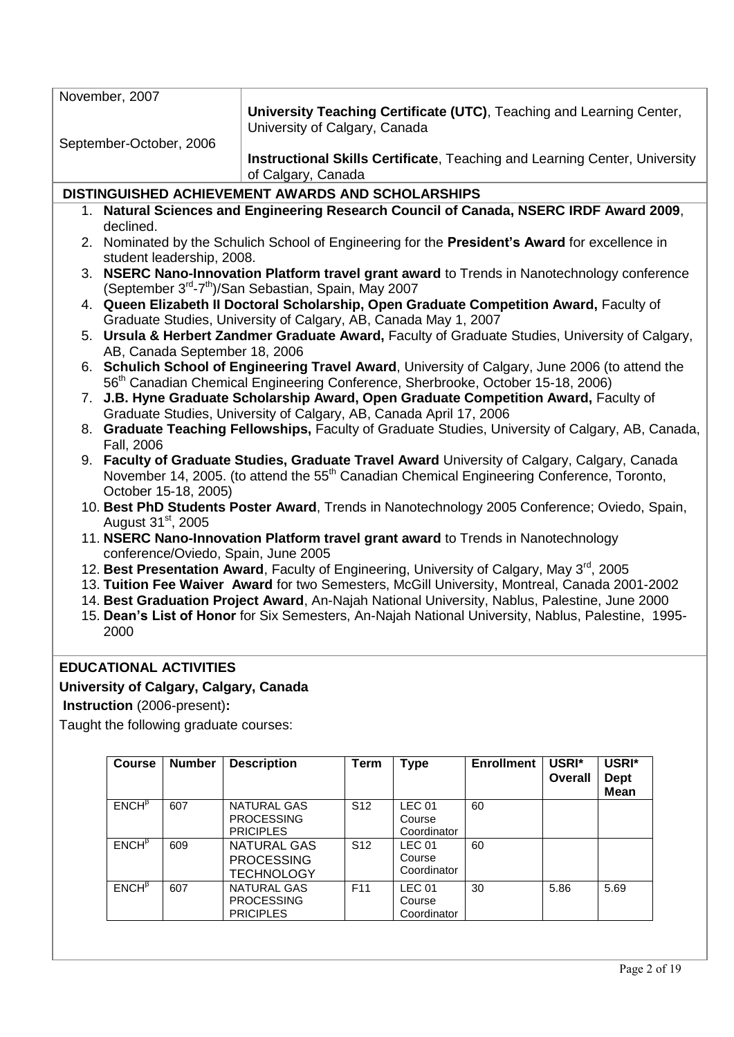| | |
|---|---|
| November, 2007 | **University Teaching Certificate (UTC)**, Teaching and Learning Center, University of Calgary, Canada |
| September-October, 2006 | **Instructional Skills Certificate**, Teaching and Learning Center, University of Calgary, Canada |

## DISTINGUISHED ACHIEVEMENT AWARDS AND SCHOLARSHIPS

1. **Natural Sciences and Engineering Research Council of Canada, NSERC IRDF Award 2009**, declined.
2. Nominated by the Schulich School of Engineering for the **President's Award** for excellence in student leadership, 2008.
3. **NSERC Nano-Innovation Platform travel grant award** to Trends in Nanotechnology conference (September 3rd-7th)/San Sebastian, Spain, May 2007
4. **Queen Elizabeth II Doctoral Scholarship, Open Graduate Competition Award,** Faculty of Graduate Studies, University of Calgary, AB, Canada May 1, 2007
5. **Ursula & Herbert Zandmer Graduate Award,** Faculty of Graduate Studies, University of Calgary, AB, Canada September 18, 2006
6. **Schulich School of Engineering Travel Award**, University of Calgary, June 2006 (to attend the 56th Canadian Chemical Engineering Conference, Sherbrooke, October 15-18, 2006)
7. **J.B. Hyne Graduate Scholarship Award, Open Graduate Competition Award,** Faculty of Graduate Studies, University of Calgary, AB, Canada April 17, 2006
8. **Graduate Teaching Fellowships,** Faculty of Graduate Studies, University of Calgary, AB, Canada, Fall, 2006
9. **Faculty of Graduate Studies, Graduate Travel Award** University of Calgary, Calgary, Canada November 14, 2005. (to attend the 55th Canadian Chemical Engineering Conference, Toronto, October 15-18, 2005)
10. **Best PhD Students Poster Award**, Trends in Nanotechnology 2005 Conference; Oviedo, Spain, August 31st, 2005
11. **NSERC Nano-Innovation Platform travel grant award** to Trends in Nanotechnology conference/Oviedo, Spain, June 2005
12. **Best Presentation Award**, Faculty of Engineering, University of Calgary, May 3rd, 2005
13. **Tuition Fee Waiver Award** for two Semesters, McGill University, Montreal, Canada 2001-2002
14. **Best Graduation Project Award**, An-Najah National University, Nablus, Palestine, June 2000
15. **Dean's List of Honor** for Six Semesters, An-Najah National University, Nablus, Palestine, 1995-2000

## EDUCATIONAL ACTIVITIES

### University of Calgary, Calgary, Canada

**Instruction** (2006-present)**:**

Taught the following graduate courses:

| Course | Number | Description | Term | Type | Enrollment | USRI* Overall | USRI* Dept Mean |
|---|---|---|---|---|---|---|---|
| ENCH$^{\beta}$ | 607 | NATURAL GAS PROCESSING PRICIPLES | S12 | LEC 01 Course Coordinator | 60 | | |
| ENCH$^{\beta}$ | 609 | NATURAL GAS PROCESSING TECHNOLOGY | S12 | LEC 01 Course Coordinator | 60 | | |
| ENCH$^{\beta}$ | 607 | NATURAL GAS PROCESSING PRICIPLES | F11 | LEC 01 Course Coordinator | 30 | 5.86 | 5.69 |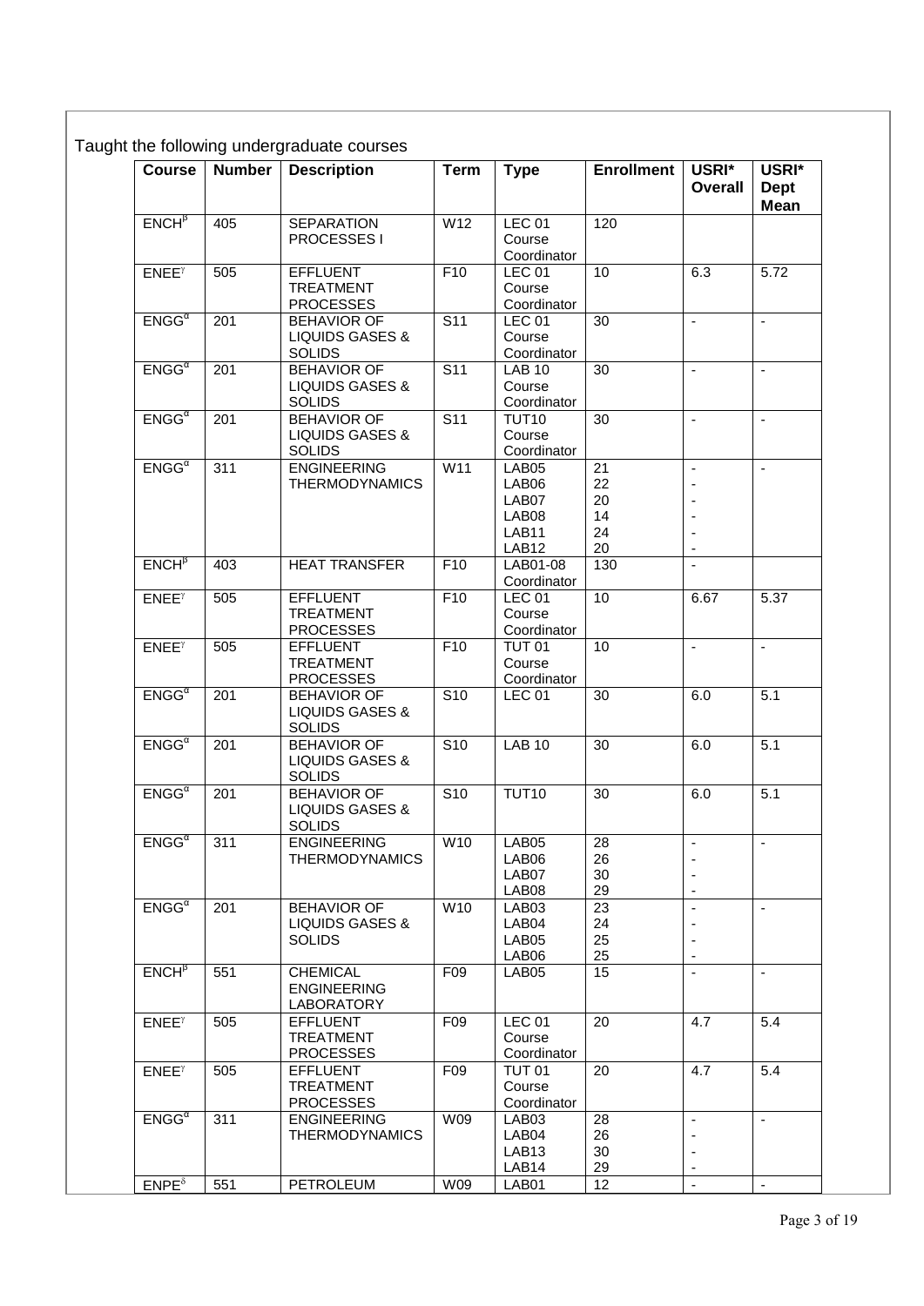Taught the following undergraduate courses

| Course | Number | Description | Term | Type | Enrollment | USRI* Overall | USRI* Dept Mean |
|---|---|---|---|---|---|---|---|
| ENCH[β] | 405 | SEPARATION PROCESSES I | W12 | LEC 01 Course Coordinator | 120 | | |
| ENEE[γ] | 505 | EFFLUENT TREATMENT PROCESSES | F10 | LEC 01 Course Coordinator | 10 | 6.3 | 5.72 |
| ENGG[α] | 201 | BEHAVIOR OF LIQUIDS GASES & SOLIDS | S11 | LEC 01 Course Coordinator | 30 | - | - |
| ENGG[α] | 201 | BEHAVIOR OF LIQUIDS GASES & SOLIDS | S11 | LAB 10 Course Coordinator | 30 | - | - |
| ENGG[α] | 201 | BEHAVIOR OF LIQUIDS GASES & SOLIDS | S11 | TUT10 Course Coordinator | 30 | - | - |
| ENGG[α] | 311 | ENGINEERING THERMODYNAMICS | W11 | LAB05 LAB06 LAB07 LAB08 LAB11 LAB12 | 21 22 20 14 24 20 | - - - - - - | - |
| ENCH[β] | 403 | HEAT TRANSFER | F10 | LAB01-08 Coordinator | 130 | - | |
| ENEE[γ] | 505 | EFFLUENT TREATMENT PROCESSES | F10 | LEC 01 Course Coordinator | 10 | 6.67 | 5.37 |
| ENEE[γ] | 505 | EFFLUENT TREATMENT PROCESSES | F10 | TUT 01 Course Coordinator | 10 | - | - |
| ENGG[α] | 201 | BEHAVIOR OF LIQUIDS GASES & SOLIDS | S10 | LEC 01 | 30 | 6.0 | 5.1 |
| ENGG[α] | 201 | BEHAVIOR OF LIQUIDS GASES & SOLIDS | S10 | LAB 10 | 30 | 6.0 | 5.1 |
| ENGG[α] | 201 | BEHAVIOR OF LIQUIDS GASES & SOLIDS | S10 | TUT10 | 30 | 6.0 | 5.1 |
| ENGG[α] | 311 | ENGINEERING THERMODYNAMICS | W10 | LAB05 LAB06 LAB07 LAB08 | 28 26 30 29 | - - - - | - |
| ENGG[α] | 201 | BEHAVIOR OF LIQUIDS GASES & SOLIDS | W10 | LAB03 LAB04 LAB05 LAB06 | 23 24 25 25 | - - - - | - |
| ENCH[β] | 551 | CHEMICAL ENGINEERING LABORATORY | F09 | LAB05 | 15 | - | - |
| ENEE[γ] | 505 | EFFLUENT TREATMENT PROCESSES | F09 | LEC 01 Course Coordinator | 20 | 4.7 | 5.4 |
| ENEE[γ] | 505 | EFFLUENT TREATMENT PROCESSES | F09 | TUT 01 Course Coordinator | 20 | 4.7 | 5.4 |
| ENGG[α] | 311 | ENGINEERING THERMODYNAMICS | W09 | LAB03 LAB04 LAB13 LAB14 | 28 26 30 29 | - - - - | - |
| ENPE[δ] | 551 | PETROLEUM | W09 | LAB01 | 12 | - | - |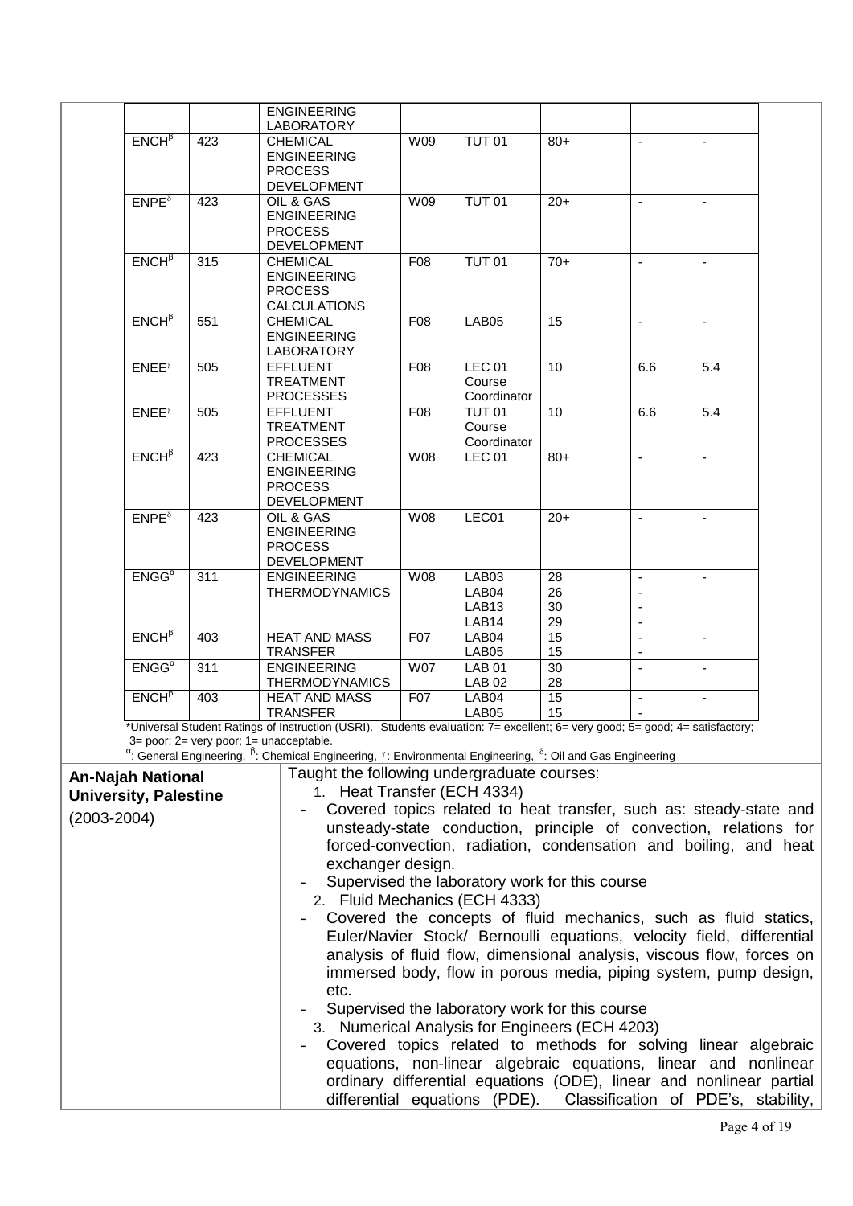| | | | | | | | |
|---|---|---|---|---|---|---|---|
| | | ENGINEERING LABORATORY | | | | | |
| ENCH[β] | 423 | CHEMICAL ENGINEERING PROCESS DEVELOPMENT | W09 | TUT 01 | 80+ | - | - |
| ENPE[δ] | 423 | OIL & GAS ENGINEERING PROCESS DEVELOPMENT | W09 | TUT 01 | 20+ | - | - |
| ENCH[β] | 315 | CHEMICAL ENGINEERING PROCESS CALCULATIONS | F08 | TUT 01 | 70+ | - | - |
| ENCH[β] | 551 | CHEMICAL ENGINEERING LABORATORY | F08 | LAB05 | 15 | - | - |
| ENEE[γ] | 505 | EFFLUENT TREATMENT PROCESSES | F08 | LEC 01 Course Coordinator | 10 | 6.6 | 5.4 |
| ENEE[γ] | 505 | EFFLUENT TREATMENT PROCESSES | F08 | TUT 01 Course Coordinator | 10 | 6.6 | 5.4 |
| ENCH[β] | 423 | CHEMICAL ENGINEERING PROCESS DEVELOPMENT | W08 | LEC 01 | 80+ | - | - |
| ENPE[δ] | 423 | OIL & GAS ENGINEERING PROCESS DEVELOPMENT | W08 | LEC01 | 20+ | - | - |
| ENGG[α] | 311 | ENGINEERING THERMODYNAMICS | W08 | LAB03 LAB04 LAB13 LAB14 | 28 26 30 29 | - - - - | - |
| ENCH[β] | 403 | HEAT AND MASS TRANSFER | F07 | LAB04 LAB05 | 15 15 | - - | - |
| ENGG[α] | 311 | ENGINEERING THERMODYNAMICS | W07 | LAB 01 LAB 02 | 30 28 | - | - |
| ENCH[β] | 403 | HEAT AND MASS TRANSFER | F07 | LAB04 LAB05 | 15 15 | - - | - |

*Universal Student Ratings of Instruction (USRI). Students evaluation: 7= excellent; 6= very good; 5= good; 4= satisfactory; 3= poor; 2= very poor; 1= unacceptable.

[α]: General Engineering, [β]: Chemical Engineering, [γ]: Environmental Engineering, [δ]: Oil and Gas Engineering

**An-Najah National University, Palestine**
(2003-2004)

Taught the following undergraduate courses:

1. Heat Transfer (ECH 4334)
   - Covered topics related to heat transfer, such as: steady-state and unsteady-state conduction, principle of convection, relations for forced-convection, radiation, condensation and boiling, and heat exchanger design.
   - Supervised the laboratory work for this course
2. Fluid Mechanics (ECH 4333)
   - Covered the concepts of fluid mechanics, such as fluid statics, Euler/Navier Stock/ Bernoulli equations, velocity field, differential analysis of fluid flow, dimensional analysis, viscous flow, forces on immersed body, flow in porous media, piping system, pump design, etc.
   - Supervised the laboratory work for this course
3. Numerical Analysis for Engineers (ECH 4203)
   - Covered topics related to methods for solving linear algebraic equations, non-linear algebraic equations, linear and nonlinear ordinary differential equations (ODE), linear and nonlinear partial differential equations (PDE). Classification of PDE's, stability,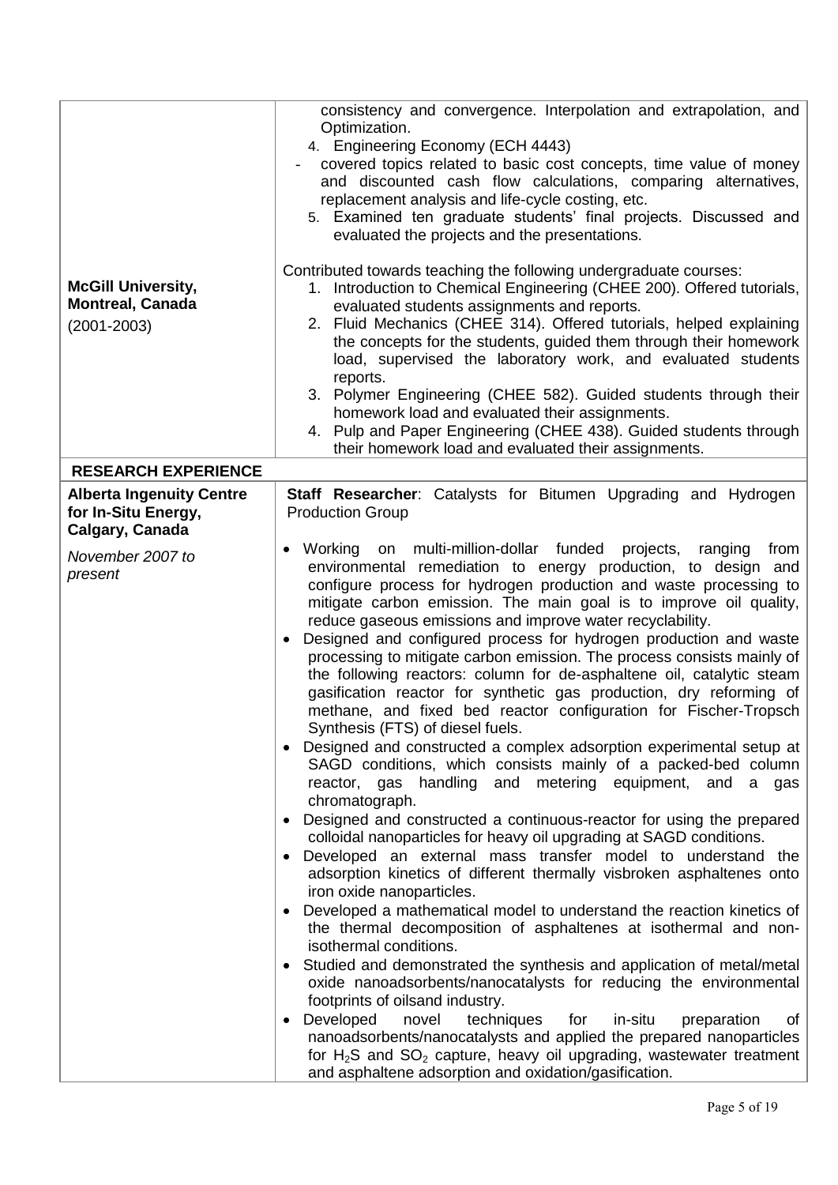| | |
|---|---|
| | consistency and convergence. Interpolation and extrapolation, and Optimization.<br>4. Engineering Economy (ECH 4443)<br>- covered topics related to basic cost concepts, time value of money and discounted cash flow calculations, comparing alternatives, replacement analysis and life-cycle costing, etc.<br>5. Examined ten graduate students' final projects. Discussed and evaluated the projects and the presentations. |
| **McGill University, Montreal, Canada**<br>(2001-2003) | Contributed towards teaching the following undergraduate courses:<br>1. Introduction to Chemical Engineering (CHEE 200). Offered tutorials, evaluated students assignments and reports.<br>2. Fluid Mechanics (CHEE 314). Offered tutorials, helped explaining the concepts for the students, guided them through their homework load, supervised the laboratory work, and evaluated students reports.<br>3. Polymer Engineering (CHEE 582). Guided students through their homework load and evaluated their assignments.<br>4. Pulp and Paper Engineering (CHEE 438). Guided students through their homework load and evaluated their assignments. |
| **RESEARCH EXPERIENCE** | |
| **Alberta Ingenuity Centre for In-Situ Energy, Calgary, Canada**<br>*November 2007 to present* | **Staff Researcher**: Catalysts for Bitumen Upgrading and Hydrogen Production Group<br>• Working on multi-million-dollar funded projects, ranging from environmental remediation to energy production, to design and configure process for hydrogen production and waste processing to mitigate carbon emission. The main goal is to improve oil quality, reduce gaseous emissions and improve water recyclability.<br>• Designed and configured process for hydrogen production and waste processing to mitigate carbon emission. The process consists mainly of the following reactors: column for de-asphaltene oil, catalytic steam gasification reactor for synthetic gas production, dry reforming of methane, and fixed bed reactor configuration for Fischer-Tropsch Synthesis (FTS) of diesel fuels.<br>• Designed and constructed a complex adsorption experimental setup at SAGD conditions, which consists mainly of a packed-bed column reactor, gas handling and metering equipment, and a gas chromatograph.<br>• Designed and constructed a continuous-reactor for using the prepared colloidal nanoparticles for heavy oil upgrading at SAGD conditions.<br>• Developed an external mass transfer model to understand the adsorption kinetics of different thermally visbroken asphaltenes onto iron oxide nanoparticles.<br>• Developed a mathematical model to understand the reaction kinetics of the thermal decomposition of asphaltenes at isothermal and non-isothermal conditions.<br>• Studied and demonstrated the synthesis and application of metal/metal oxide nanoadsorbents/nanocatalysts for reducing the environmental footprints of oilsand industry.<br>• Developed novel techniques for in-situ preparation of nanoadsorbents/nanocatalysts and applied the prepared nanoparticles for $H_2S$ and $SO_2$ capture, heavy oil upgrading, wastewater treatment and asphaltene adsorption and oxidation/gasification. |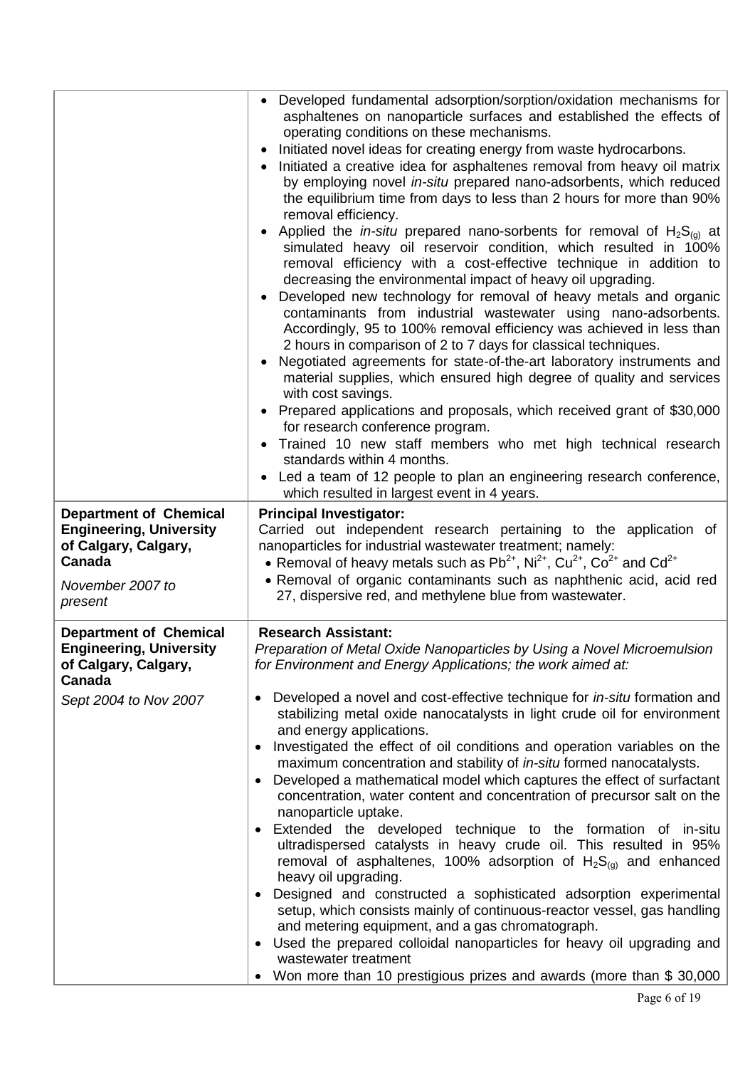| | |
|---|---|
| | • Developed fundamental adsorption/sorption/oxidation mechanisms for asphaltenes on nanoparticle surfaces and established the effects of operating conditions on these mechanisms.<br>• Initiated novel ideas for creating energy from waste hydrocarbons.<br>• Initiated a creative idea for asphaltenes removal from heavy oil matrix by employing novel *in-situ* prepared nano-adsorbents, which reduced the equilibrium time from days to less than 2 hours for more than 90% removal efficiency.<br>• Applied the *in-situ* prepared nano-sorbents for removal of $H_2S_{(g)}$ at simulated heavy oil reservoir condition, which resulted in 100% removal efficiency with a cost-effective technique in addition to decreasing the environmental impact of heavy oil upgrading.<br>• Developed new technology for removal of heavy metals and organic contaminants from industrial wastewater using nano-adsorbents. Accordingly, 95 to 100% removal efficiency was achieved in less than 2 hours in comparison of 2 to 7 days for classical techniques.<br>• Negotiated agreements for state-of-the-art laboratory instruments and material supplies, which ensured high degree of quality and services with cost savings.<br>• Prepared applications and proposals, which received grant of $30,000 for research conference program.<br>• Trained 10 new staff members who met high technical research standards within 4 months.<br>• Led a team of 12 people to plan an engineering research conference, which resulted in largest event in 4 years. |
| **Department of Chemical Engineering, University of Calgary, Calgary, Canada**<br><br>*November 2007 to present* | **Principal Investigator:**<br>Carried out independent research pertaining to the application of nanoparticles for industrial wastewater treatment; namely:<br>• Removal of heavy metals such as $Pb^{2+}$, $Ni^{2+}$, $Cu^{2+}$, $Co^{2+}$ and $Cd^{2+}$<br>• Removal of organic contaminants such as naphthenic acid, acid red 27, dispersive red, and methylene blue from wastewater. |
| **Department of Chemical Engineering, University of Calgary, Calgary, Canada**<br><br>*Sept 2004 to Nov 2007* | **Research Assistant:**<br>*Preparation of Metal Oxide Nanoparticles by Using a Novel Microemulsion for Environment and Energy Applications; the work aimed at:*<br><br>• Developed a novel and cost-effective technique for *in-situ* formation and stabilizing metal oxide nanocatalysts in light crude oil for environment and energy applications.<br>• Investigated the effect of oil conditions and operation variables on the maximum concentration and stability of *in-situ* formed nanocatalysts.<br>• Developed a mathematical model which captures the effect of surfactant concentration, water content and concentration of precursor salt on the nanoparticle uptake.<br>• Extended the developed technique to the formation of in-situ ultradispersed catalysts in heavy crude oil. This resulted in 95% removal of asphaltenes, 100% adsorption of $H_2S_{(g)}$ and enhanced heavy oil upgrading.<br>• Designed and constructed a sophisticated adsorption experimental setup, which consists mainly of continuous-reactor vessel, gas handling and metering equipment, and a gas chromatograph.<br>• Used the prepared colloidal nanoparticles for heavy oil upgrading and wastewater treatment<br>• Won more than 10 prestigious prizes and awards (more than $ 30,000 |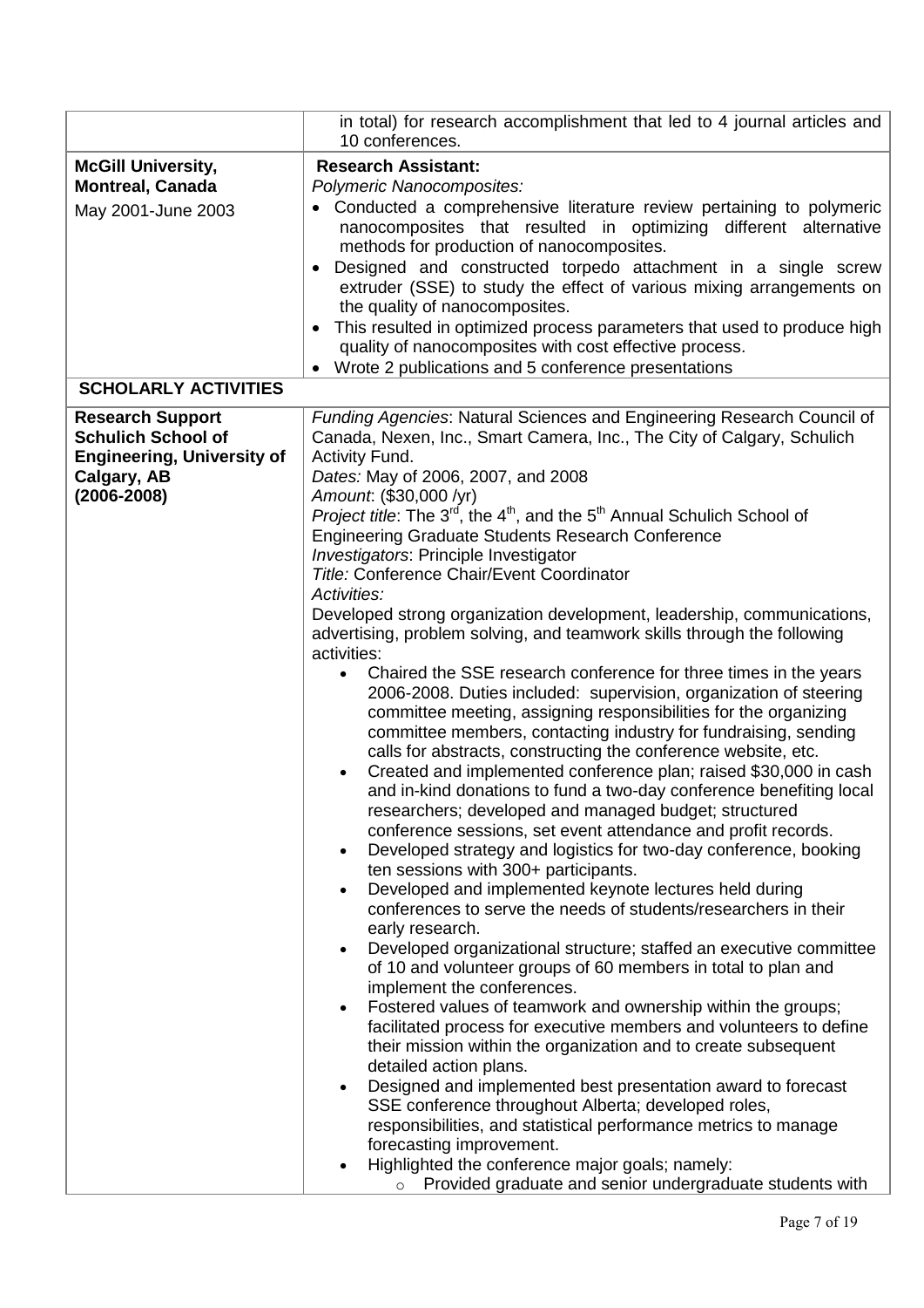| | |
|---|---|
| | in total) for research accomplishment that led to 4 journal articles and 10 conferences. |
| **McGill University, Montreal, Canada**<br>May 2001-June 2003 | **Research Assistant:**<br>*Polymeric Nanocomposites:*<br>• Conducted a comprehensive literature review pertaining to polymeric nanocomposites that resulted in optimizing different alternative methods for production of nanocomposites.<br>• Designed and constructed torpedo attachment in a single screw extruder (SSE) to study the effect of various mixing arrangements on the quality of nanocomposites.<br>• This resulted in optimized process parameters that used to produce high quality of nanocomposites with cost effective process.<br>• Wrote 2 publications and 5 conference presentations |
| **SCHOLARLY ACTIVITIES** | |
| **Research Support Schulich School of Engineering, University of Calgary, AB (2006-2008)** | *Funding Agencies*: Natural Sciences and Engineering Research Council of Canada, Nexen, Inc., Smart Camera, Inc., The City of Calgary, Schulich Activity Fund.<br>*Dates:* May of 2006, 2007, and 2008<br>*Amount*: ($30,000 /yr)<br>*Project title*: The 3rd, the 4th, and the 5th Annual Schulich School of Engineering Graduate Students Research Conference<br>*Investigators*: Principle Investigator<br>*Title:* Conference Chair/Event Coordinator<br>*Activities:*<br>Developed strong organization development, leadership, communications, advertising, problem solving, and teamwork skills through the following activities:<br>• Chaired the SSE research conference for three times in the years 2006-2008. Duties included: supervision, organization of steering committee meeting, assigning responsibilities for the organizing committee members, contacting industry for fundraising, sending calls for abstracts, constructing the conference website, etc.<br>• Created and implemented conference plan; raised $30,000 in cash and in-kind donations to fund a two-day conference benefiting local researchers; developed and managed budget; structured conference sessions, set event attendance and profit records.<br>• Developed strategy and logistics for two-day conference, booking ten sessions with 300+ participants.<br>• Developed and implemented keynote lectures held during conferences to serve the needs of students/researchers in their early research.<br>• Developed organizational structure; staffed an executive committee of 10 and volunteer groups of 60 members in total to plan and implement the conferences.<br>• Fostered values of teamwork and ownership within the groups; facilitated process for executive members and volunteers to define their mission within the organization and to create subsequent detailed action plans.<br>• Designed and implemented best presentation award to forecast SSE conference throughout Alberta; developed roles, responsibilities, and statistical performance metrics to manage forecasting improvement.<br>• Highlighted the conference major goals; namely:<br>  ◦ Provided graduate and senior undergraduate students with |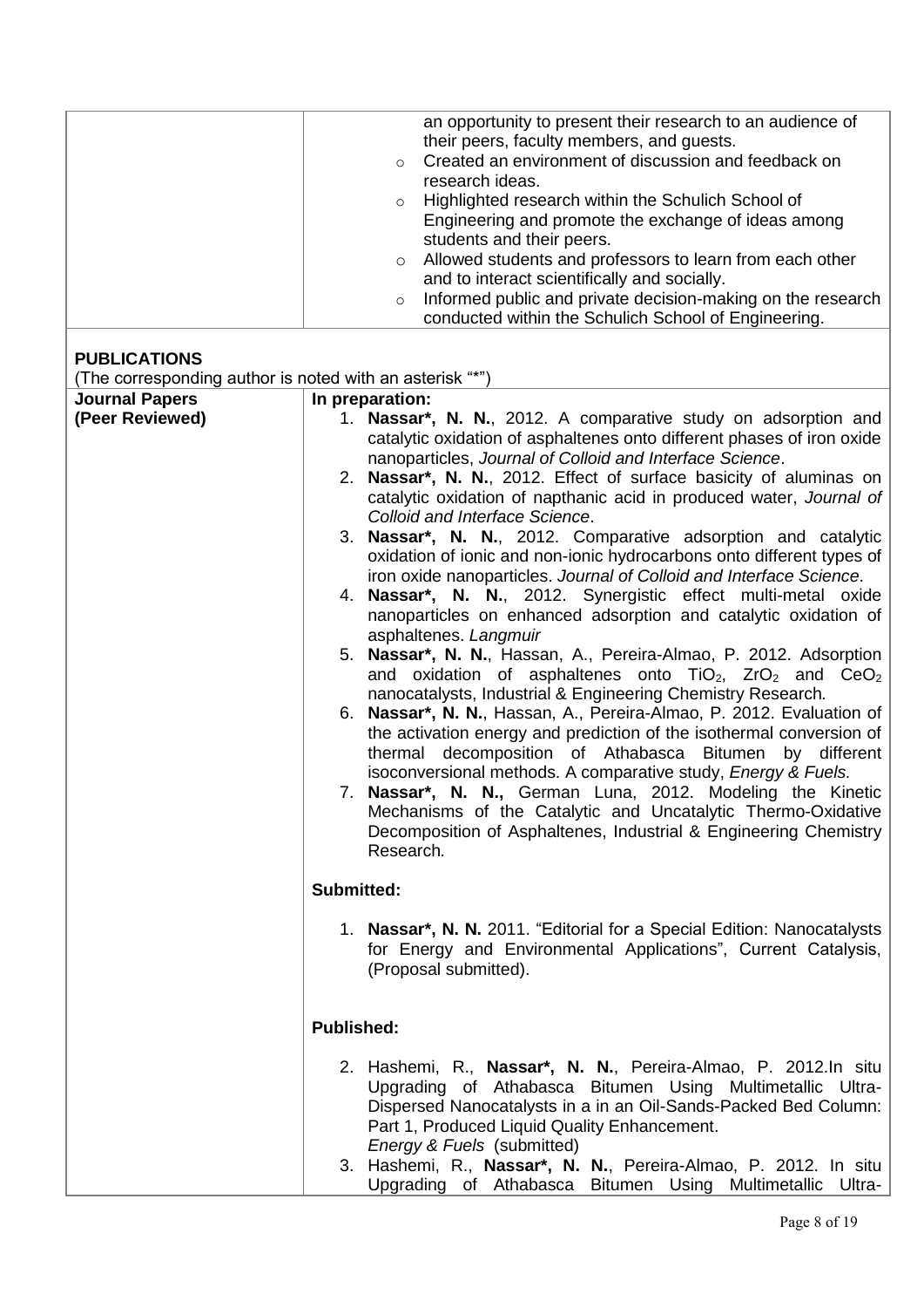| | |
|---|---|
| | an opportunity to present their research to an audience of their peers, faculty members, and guests.<br>○ Created an environment of discussion and feedback on research ideas.<br>○ Highlighted research within the Schulich School of Engineering and promote the exchange of ideas among students and their peers.<br>○ Allowed students and professors to learn from each other and to interact scientifically and socially.<br>○ Informed public and private decision-making on the research conducted within the Schulich School of Engineering. |

## PUBLICATIONS

(The corresponding author is noted with an asterisk "*")

### Journal Papers (Peer Reviewed)

**In preparation:**

1. **Nassar*, N. N.**, 2012. A comparative study on adsorption and catalytic oxidation of asphaltenes onto different phases of iron oxide nanoparticles, *Journal of Colloid and Interface Science*.
2. **Nassar*, N. N.**, 2012. Effect of surface basicity of aluminas on catalytic oxidation of napthanic acid in produced water, *Journal of Colloid and Interface Science*.
3. **Nassar*, N. N.**, 2012. Comparative adsorption and catalytic oxidation of ionic and non-ionic hydrocarbons onto different types of iron oxide nanoparticles. *Journal of Colloid and Interface Science*.
4. **Nassar*, N. N.**, 2012. Synergistic effect multi-metal oxide nanoparticles on enhanced adsorption and catalytic oxidation of asphaltenes. *Langmuir*
5. **Nassar*, N. N.**, Hassan, A., Pereira-Almao, P. 2012. Adsorption and oxidation of asphaltenes onto $TiO_2$, $ZrO_2$ and $CeO_2$ nanocatalysts, Industrial & Engineering Chemistry Research*.*
6. **Nassar*, N. N.**, Hassan, A., Pereira-Almao, P. 2012. Evaluation of the activation energy and prediction of the isothermal conversion of thermal decomposition of Athabasca Bitumen by different isoconversional methods. A comparative study, *Energy & Fuels.*
7. **Nassar*, N. N.,** German Luna, 2012. Modeling the Kinetic Mechanisms of the Catalytic and Uncatalytic Thermo-Oxidative Decomposition of Asphaltenes, Industrial & Engineering Chemistry Research*.*

**Submitted:**

1. **Nassar*, N. N.** 2011. "Editorial for a Special Edition: Nanocatalysts for Energy and Environmental Applications", Current Catalysis, (Proposal submitted).

**Published:**

2. Hashemi, R., **Nassar*, N. N.**, Pereira-Almao, P. 2012.In situ Upgrading of Athabasca Bitumen Using Multimetallic Ultra-Dispersed Nanocatalysts in a in an Oil-Sands-Packed Bed Column: Part 1, Produced Liquid Quality Enhancement.
   *Energy & Fuels* (submitted)
3. Hashemi, R., **Nassar*, N. N.**, Pereira-Almao, P. 2012. In situ Upgrading of Athabasca Bitumen Using Multimetallic Ultra-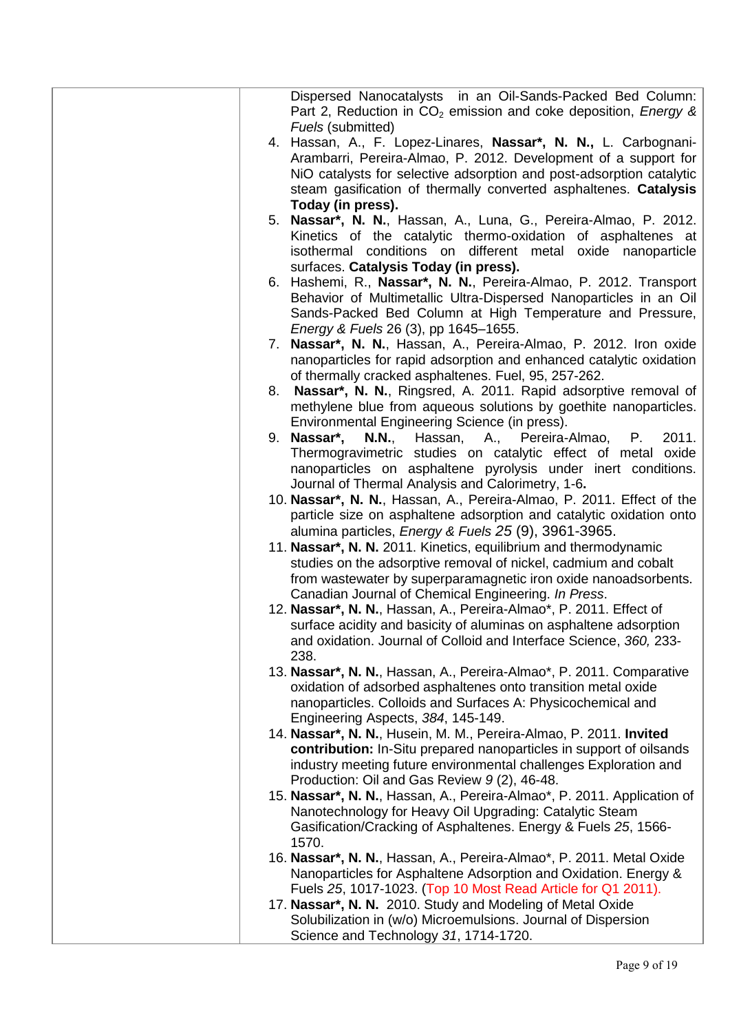Dispersed Nanocatalysts in an Oil-Sands-Packed Bed Column: Part 2, Reduction in $CO_2$ emission and coke deposition, *Energy & Fuels* (submitted)

4. Hassan, A., F. Lopez-Linares, **Nassar*, N. N.,** L. Carbognani-Arambarri, Pereira-Almao, P. 2012. Development of a support for NiO catalysts for selective adsorption and post-adsorption catalytic steam gasification of thermally converted asphaltenes. **Catalysis Today (in press).**
5. **Nassar*, N. N.**, Hassan, A., Luna, G., Pereira-Almao, P. 2012. Kinetics of the catalytic thermo-oxidation of asphaltenes at isothermal conditions on different metal oxide nanoparticle surfaces. **Catalysis Today (in press).**
6. Hashemi, R., **Nassar*, N. N.**, Pereira-Almao, P. 2012. Transport Behavior of Multimetallic Ultra-Dispersed Nanoparticles in an Oil Sands-Packed Bed Column at High Temperature and Pressure, *Energy & Fuels* 26 (3), pp 1645–1655.
7. **Nassar*, N. N.**, Hassan, A., Pereira-Almao, P. 2012. Iron oxide nanoparticles for rapid adsorption and enhanced catalytic oxidation of thermally cracked asphaltenes. Fuel, 95, 257-262.
8. **Nassar*, N. N.**, Ringsred, A. 2011. Rapid adsorptive removal of methylene blue from aqueous solutions by goethite nanoparticles. Environmental Engineering Science (in press).
9. **Nassar*, N.N.**, Hassan, A., Pereira-Almao, P. 2011. Thermogravimetric studies on catalytic effect of metal oxide nanoparticles on asphaltene pyrolysis under inert conditions. Journal of Thermal Analysis and Calorimetry, 1-6**.**
10. **Nassar*, N. N.**, Hassan, A., Pereira-Almao, P. 2011. Effect of the particle size on asphaltene adsorption and catalytic oxidation onto alumina particles, *Energy & Fuels 25* (9), 3961-3965.
11. **Nassar*, N. N.** 2011. Kinetics, equilibrium and thermodynamic studies on the adsorptive removal of nickel, cadmium and cobalt from wastewater by superparamagnetic iron oxide nanoadsorbents. Canadian Journal of Chemical Engineering. *In Press*.
12. **Nassar*, N. N.**, Hassan, A., Pereira-Almao*, P. 2011. Effect of surface acidity and basicity of aluminas on asphaltene adsorption and oxidation. Journal of Colloid and Interface Science, *360,* 233-238.
13. **Nassar*, N. N.**, Hassan, A., Pereira-Almao*, P. 2011. Comparative oxidation of adsorbed asphaltenes onto transition metal oxide nanoparticles. Colloids and Surfaces A: Physicochemical and Engineering Aspects, *384*, 145-149.
14. **Nassar*, N. N.**, Husein, M. M., Pereira-Almao, P. 2011. **Invited contribution:** In-Situ prepared nanoparticles in support of oilsands industry meeting future environmental challenges Exploration and Production: Oil and Gas Review *9* (2), 46-48.
15. **Nassar*, N. N.**, Hassan, A., Pereira-Almao*, P. 2011. Application of Nanotechnology for Heavy Oil Upgrading: Catalytic Steam Gasification/Cracking of Asphaltenes. Energy & Fuels *25*, 1566-1570.
16. **Nassar*, N. N.**, Hassan, A., Pereira-Almao*, P. 2011. Metal Oxide Nanoparticles for Asphaltene Adsorption and Oxidation. Energy & Fuels *25*, 1017-1023. (Top 10 Most Read Article for Q1 2011).
17. **Nassar*, N. N.** 2010. Study and Modeling of Metal Oxide Solubilization in (w/o) Microemulsions. Journal of Dispersion Science and Technology *31*, 1714-1720.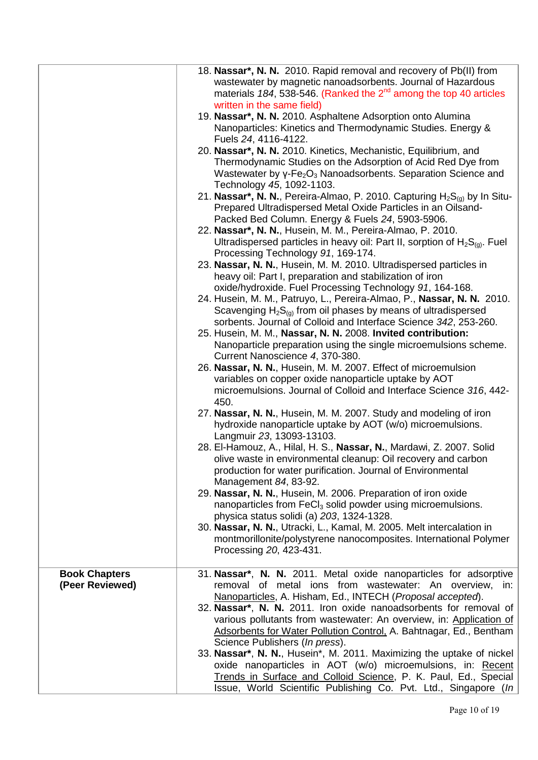| | |
|---|---|
| | 18. **Nassar\*, N. N.** 2010. Rapid removal and recovery of Pb(II) from wastewater by magnetic nanoadsorbents. Journal of Hazardous materials *184*, 538-546. (Ranked the $2^{nd}$ among the top 40 articles written in the same field)<br>19. **Nassar\*, N. N.** 2010. Asphaltene Adsorption onto Alumina Nanoparticles: Kinetics and Thermodynamic Studies. Energy & Fuels *24*, 4116-4122.<br>20. **Nassar\*, N. N.** 2010. Kinetics, Mechanistic, Equilibrium, and Thermodynamic Studies on the Adsorption of Acid Red Dye from Wastewater by $\gamma$-$Fe_2O_3$ Nanoadsorbents. Separation Science and Technology *45*, 1092-1103.<br>21. **Nassar\*, N. N.**, Pereira-Almao, P. 2010. Capturing $H_2S_{(g)}$ by In Situ-Prepared Ultradispersed Metal Oxide Particles in an Oilsand-Packed Bed Column. Energy & Fuels *24*, 5903-5906.<br>22. **Nassar\*, N. N.**, Husein, M. M., Pereira-Almao, P. 2010. Ultradispersed particles in heavy oil: Part II, sorption of $H_2S_{(g)}$. Fuel Processing Technology *91*, 169-174.<br>23. **Nassar, N. N.**, Husein, M. M. 2010. Ultradispersed particles in heavy oil: Part I, preparation and stabilization of iron oxide/hydroxide. Fuel Processing Technology *91*, 164-168.<br>24. Husein, M. M., Patruyo, L., Pereira-Almao, P., **Nassar, N. N.** 2010. Scavenging $H_2S_{(g)}$ from oil phases by means of ultradispersed sorbents. Journal of Colloid and Interface Science *342*, 253-260.<br>25. Husein, M. M., **Nassar, N. N.** 2008. **Invited contribution:** Nanoparticle preparation using the single microemulsions scheme. Current Nanoscience *4*, 370-380.<br>26. **Nassar, N. N.**, Husein, M. M. 2007. Effect of microemulsion variables on copper oxide nanoparticle uptake by AOT microemulsions. Journal of Colloid and Interface Science *316*, 442-450.<br>27. **Nassar, N. N.**, Husein, M. M. 2007. Study and modeling of iron hydroxide nanoparticle uptake by AOT (w/o) microemulsions. Langmuir *23*, 13093-13103.<br>28. El-Hamouz, A., Hilal, H. S., **Nassar, N.**, Mardawi, Z. 2007. Solid olive waste in environmental cleanup: Oil recovery and carbon production for water purification. Journal of Environmental Management *84*, 83-92.<br>29. **Nassar, N. N.**, Husein, M. 2006. Preparation of iron oxide nanoparticles from $FeCl_3$ solid powder using microemulsions. physica status solidi (a) *203*, 1324-1328.<br>30. **Nassar, N. N.**, Utracki, L., Kamal, M. 2005. Melt intercalation in montmorillonite/polystyrene nanocomposites. International Polymer Processing *20*, 423-431. |
| **Book Chapters (Peer Reviewed)** | 31. **Nassar\*, N. N.** 2011. Metal oxide nanoparticles for adsorptive removal of metal ions from wastewater: An overview, in: Nanoparticles, A. Hisham, Ed., INTECH (*Proposal accepted*).<br>32. **Nassar\*, N. N.** 2011. Iron oxide nanoadsorbents for removal of various pollutants from wastewater: An overview, in: Application of Adsorbents for Water Pollution Control, A. Bahtnagar, Ed., Bentham Science Publishers (*In press*).<br>33. **Nassar\*, N. N.**, Husein\*, M. 2011. Maximizing the uptake of nickel oxide nanoparticles in AOT (w/o) microemulsions, in: Recent Trends in Surface and Colloid Science, P. K. Paul, Ed., Special Issue, World Scientific Publishing Co. Pvt. Ltd., Singapore (*In* |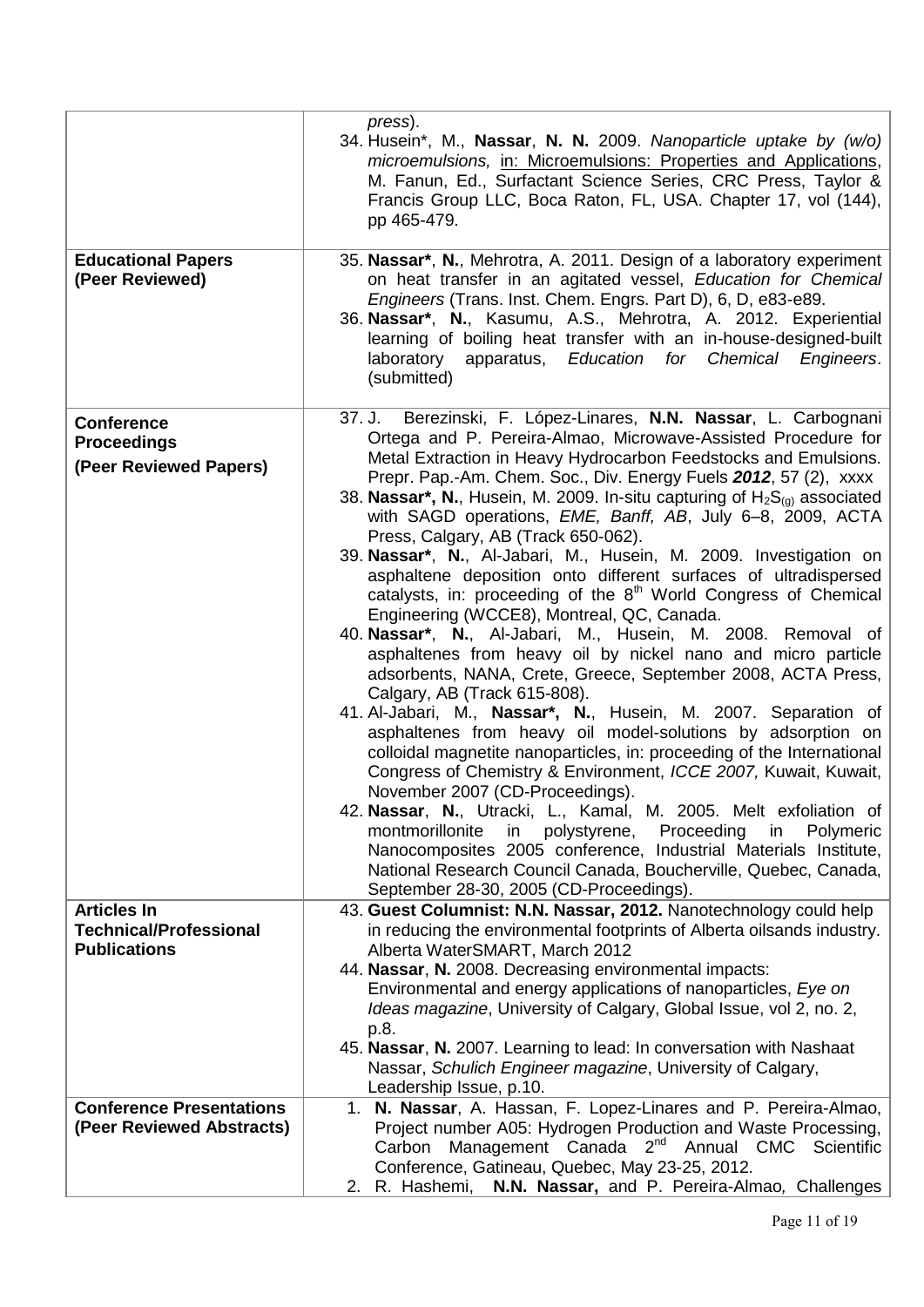| | |
|---|---|
| | *press*).<br>34. Husein\*, M., **Nassar**, **N. N.** 2009. *Nanoparticle uptake by (w/o) microemulsions,* in: Microemulsions: Properties and Applications, M. Fanun, Ed., Surfactant Science Series, CRC Press, Taylor & Francis Group LLC, Boca Raton, FL, USA. Chapter 17, vol (144), pp 465-479. |
| **Educational Papers (Peer Reviewed)** | 35. **Nassar\***, **N.**, Mehrotra, A. 2011. Design of a laboratory experiment on heat transfer in an agitated vessel, *Education for Chemical Engineers* (Trans. Inst. Chem. Engrs. Part D), 6, D, e83-e89.<br>36. **Nassar\***, **N.**, Kasumu, A.S., Mehrotra, A. 2012. Experiential learning of boiling heat transfer with an in-house-designed-built laboratory apparatus, *Education for Chemical Engineers*. (submitted) |
| **Conference Proceedings (Peer Reviewed Papers)** | 37. J. Berezinski, F. López-Linares, **N.N. Nassar**, L. Carbognani Ortega and P. Pereira-Almao, Microwave-Assisted Procedure for Metal Extraction in Heavy Hydrocarbon Feedstocks and Emulsions. Prepr. Pap.-Am. Chem. Soc., Div. Energy Fuels ***2012***, 57 (2), xxxx<br>38. **Nassar\*, N.**, Husein, M. 2009. In-situ capturing of $H_2S_{(g)}$ associated with SAGD operations, *EME, Banff, AB*, July 6–8, 2009, ACTA Press, Calgary, AB (Track 650-062).<br>39. **Nassar\***, **N.**, Al-Jabari, M., Husein, M. 2009. Investigation on asphaltene deposition onto different surfaces of ultradispersed catalysts, in: proceeding of the 8th World Congress of Chemical Engineering (WCCE8), Montreal, QC, Canada.<br>40. **Nassar\***, **N.**, Al-Jabari, M., Husein, M. 2008. Removal of asphaltenes from heavy oil by nickel nano and micro particle adsorbents, NANA, Crete, Greece, September 2008, ACTA Press, Calgary, AB (Track 615-808).<br>41. Al-Jabari, M., **Nassar\*, N.**, Husein, M. 2007. Separation of asphaltenes from heavy oil model-solutions by adsorption on colloidal magnetite nanoparticles, in: proceeding of the International Congress of Chemistry & Environment, *ICCE 2007,* Kuwait, Kuwait, November 2007 (CD-Proceedings).<br>42. **Nassar**, **N.**, Utracki, L., Kamal, M. 2005. Melt exfoliation of montmorillonite in polystyrene, Proceeding in Polymeric Nanocomposites 2005 conference, Industrial Materials Institute, National Research Council Canada, Boucherville, Quebec, Canada, September 28-30, 2005 (CD-Proceedings). |
| **Articles In Technical/Professional Publications** | 43. **Guest Columnist: N.N. Nassar, 2012.** Nanotechnology could help in reducing the environmental footprints of Alberta oilsands industry. Alberta WaterSMART, March 2012<br>44. **Nassar**, **N.** 2008. Decreasing environmental impacts: Environmental and energy applications of nanoparticles, *Eye on Ideas magazine*, University of Calgary, Global Issue, vol 2, no. 2, p.8.<br>45. **Nassar**, **N.** 2007. Learning to lead: In conversation with Nashaat Nassar, *Schulich Engineer magazine*, University of Calgary, Leadership Issue, p.10. |
| **Conference Presentations (Peer Reviewed Abstracts)** | 1. **N. Nassar**, A. Hassan, F. Lopez-Linares and P. Pereira-Almao, Project number A05: Hydrogen Production and Waste Processing, Carbon Management Canada 2nd Annual CMC Scientific Conference, Gatineau, Quebec, May 23-25, 2012.<br>2. R. Hashemi, **N.N. Nassar,** and P. Pereira-Almao*,* Challenges |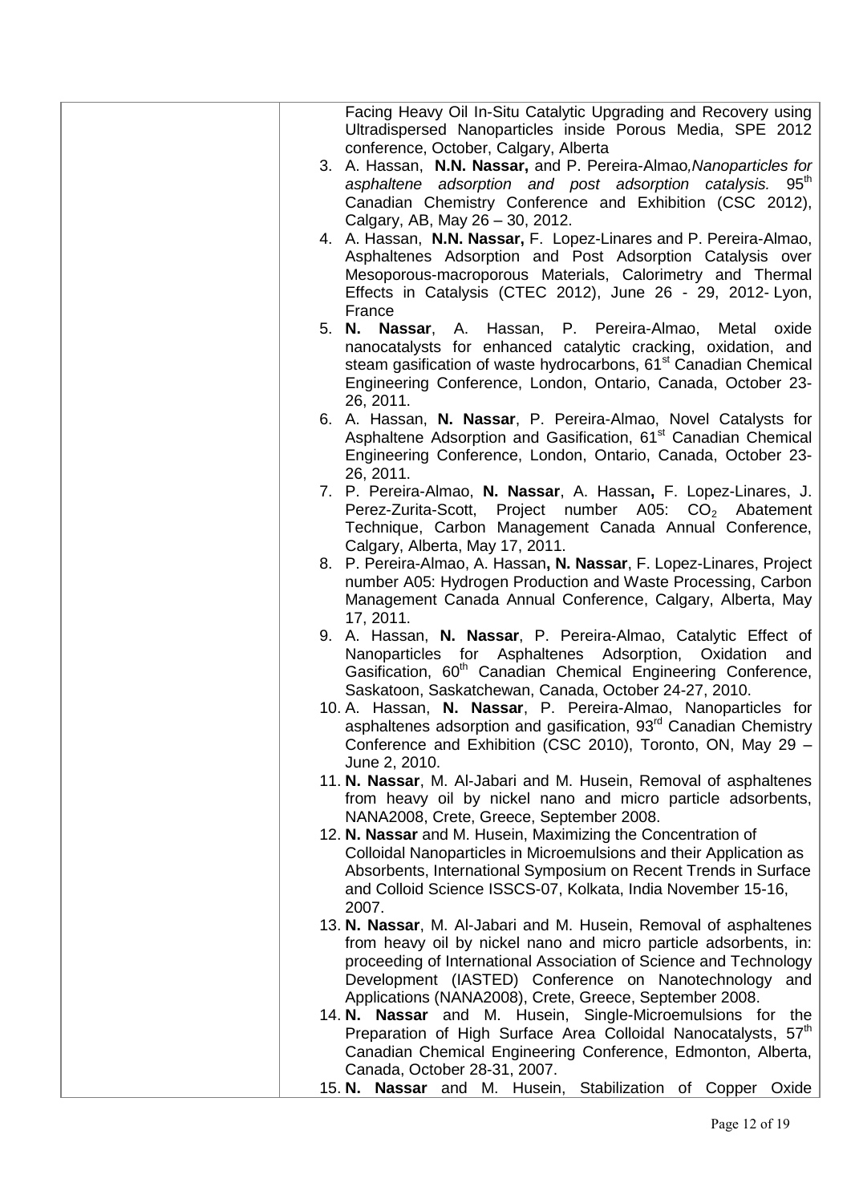Facing Heavy Oil In-Situ Catalytic Upgrading and Recovery using Ultradispersed Nanoparticles inside Porous Media, SPE 2012 conference, October, Calgary, Alberta

3. A. Hassan, **N.N. Nassar,** and P. Pereira-Almao, *Nanoparticles for asphaltene adsorption and post adsorption catalysis.* 95[th] Canadian Chemistry Conference and Exhibition (CSC 2012), Calgary, AB, May 26 – 30, 2012.
4. A. Hassan, **N.N. Nassar,** F. Lopez-Linares and P. Pereira-Almao, Asphaltenes Adsorption and Post Adsorption Catalysis over Mesoporous-macroporous Materials, Calorimetry and Thermal Effects in Catalysis (CTEC 2012), June 26 - 29, 2012- Lyon, France
5. **N. Nassar**, A. Hassan, P. Pereira-Almao, Metal oxide nanocatalysts for enhanced catalytic cracking, oxidation, and steam gasification of waste hydrocarbons, 61[st] Canadian Chemical Engineering Conference, London, Ontario, Canada, October 23-26, 2011.
6. A. Hassan, **N. Nassar**, P. Pereira-Almao, Novel Catalysts for Asphaltene Adsorption and Gasification, 61[st] Canadian Chemical Engineering Conference, London, Ontario, Canada, October 23-26, 2011.
7. P. Pereira-Almao, **N. Nassar**, A. Hassan**,** F. Lopez-Linares, J. Perez-Zurita-Scott, Project number A05: $CO_2$ Abatement Technique, Carbon Management Canada Annual Conference, Calgary, Alberta, May 17, 2011.
8. P. Pereira-Almao, A. Hassan**, N. Nassar**, F. Lopez-Linares, Project number A05: Hydrogen Production and Waste Processing, Carbon Management Canada Annual Conference, Calgary, Alberta, May 17, 2011.
9. A. Hassan, **N. Nassar**, P. Pereira-Almao, Catalytic Effect of Nanoparticles for Asphaltenes Adsorption, Oxidation and Gasification, 60[th] Canadian Chemical Engineering Conference, Saskatoon, Saskatchewan, Canada, October 24-27, 2010.
10. A. Hassan, **N. Nassar**, P. Pereira-Almao, Nanoparticles for asphaltenes adsorption and gasification, 93[rd] Canadian Chemistry Conference and Exhibition (CSC 2010), Toronto, ON, May 29 – June 2, 2010.
11. **N. Nassar**, M. Al-Jabari and M. Husein, Removal of asphaltenes from heavy oil by nickel nano and micro particle adsorbents, NANA2008, Crete, Greece, September 2008.
12. **N. Nassar** and M. Husein, Maximizing the Concentration of Colloidal Nanoparticles in Microemulsions and their Application as Absorbents, International Symposium on Recent Trends in Surface and Colloid Science ISSCS-07, Kolkata, India November 15-16, 2007.
13. **N. Nassar**, M. Al-Jabari and M. Husein, Removal of asphaltenes from heavy oil by nickel nano and micro particle adsorbents, in: proceeding of International Association of Science and Technology Development (IASTED) Conference on Nanotechnology and Applications (NANA2008), Crete, Greece, September 2008.
14. **N. Nassar** and M. Husein, Single-Microemulsions for the Preparation of High Surface Area Colloidal Nanocatalysts, 57[th] Canadian Chemical Engineering Conference, Edmonton, Alberta, Canada, October 28-31, 2007.
15. **N. Nassar** and M. Husein, Stabilization of Copper Oxide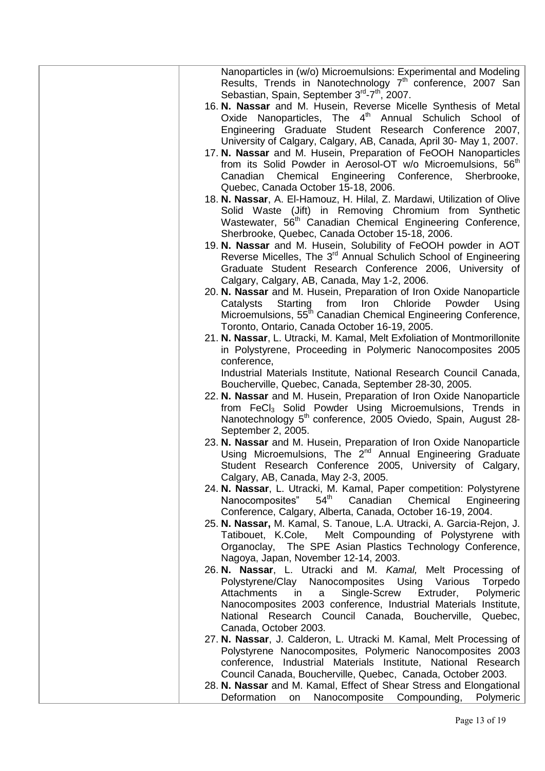Nanoparticles in (w/o) Microemulsions: Experimental and Modeling Results, Trends in Nanotechnology 7th conference, 2007 San Sebastian, Spain, September 3rd-7th, 2007.

16. **N. Nassar** and M. Husein, Reverse Micelle Synthesis of Metal Oxide Nanoparticles, The 4th Annual Schulich School of Engineering Graduate Student Research Conference 2007, University of Calgary, Calgary, AB, Canada, April 30- May 1, 2007.
17. **N. Nassar** and M. Husein, Preparation of FeOOH Nanoparticles from its Solid Powder in Aerosol-OT w/o Microemulsions, 56th Canadian Chemical Engineering Conference, Sherbrooke, Quebec, Canada October 15-18, 2006.
18. **N. Nassar**, A. El-Hamouz, H. Hilal, Z. Mardawi, Utilization of Olive Solid Waste (Jift) in Removing Chromium from Synthetic Wastewater, 56th Canadian Chemical Engineering Conference, Sherbrooke, Quebec, Canada October 15-18, 2006.
19. **N. Nassar** and M. Husein, Solubility of FeOOH powder in AOT Reverse Micelles, The 3rd Annual Schulich School of Engineering Graduate Student Research Conference 2006, University of Calgary, Calgary, AB, Canada, May 1-2, 2006.
20. **N. Nassar** and M. Husein, Preparation of Iron Oxide Nanoparticle Catalysts Starting from Iron Chloride Powder Using Microemulsions, 55th Canadian Chemical Engineering Conference, Toronto, Ontario, Canada October 16-19, 2005.
21. **N. Nassar**, L. Utracki, M. Kamal, Melt Exfoliation of Montmorillonite in Polystyrene, Proceeding in Polymeric Nanocomposites 2005 conference,
    Industrial Materials Institute, National Research Council Canada, Boucherville, Quebec, Canada, September 28-30, 2005.
22. **N. Nassar** and M. Husein, Preparation of Iron Oxide Nanoparticle from $FeCl_3$ Solid Powder Using Microemulsions, Trends in Nanotechnology 5th conference, 2005 Oviedo, Spain, August 28-September 2, 2005.
23. **N. Nassar** and M. Husein, Preparation of Iron Oxide Nanoparticle Using Microemulsions, The 2nd Annual Engineering Graduate Student Research Conference 2005, University of Calgary, Calgary, AB, Canada, May 2-3, 2005.
24. **N. Nassar**, L. Utracki, M. Kamal, Paper competition: Polystyrene Nanocomposites" 54th Canadian Chemical Engineering Conference, Calgary, Alberta, Canada, October 16-19, 2004.
25. **N. Nassar,** M. Kamal, S. Tanoue, L.A. Utracki, A. Garcia-Rejon, J. Tatibouet, K.Cole, Melt Compounding of Polystyrene with Organoclay, The SPE Asian Plastics Technology Conference, Nagoya, Japan, November 12-14, 2003.
26. **N. Nassar**, L. Utracki and M. *Kamal,* Melt Processing of Polystyrene/Clay Nanocomposites Using Various Torpedo Attachments in a Single-Screw Extruder, Polymeric Nanocomposites 2003 conference, Industrial Materials Institute, National Research Council Canada, Boucherville, Quebec, Canada, October 2003.
27. **N. Nassar**, J. Calderon, L. Utracki M. Kamal, Melt Processing of Polystyrene Nanocomposites, Polymeric Nanocomposites 2003 conference, Industrial Materials Institute, National Research Council Canada, Boucherville, Quebec, Canada, October 2003.
28. **N. Nassar** and M. Kamal, Effect of Shear Stress and Elongational Deformation on Nanocomposite Compounding, Polymeric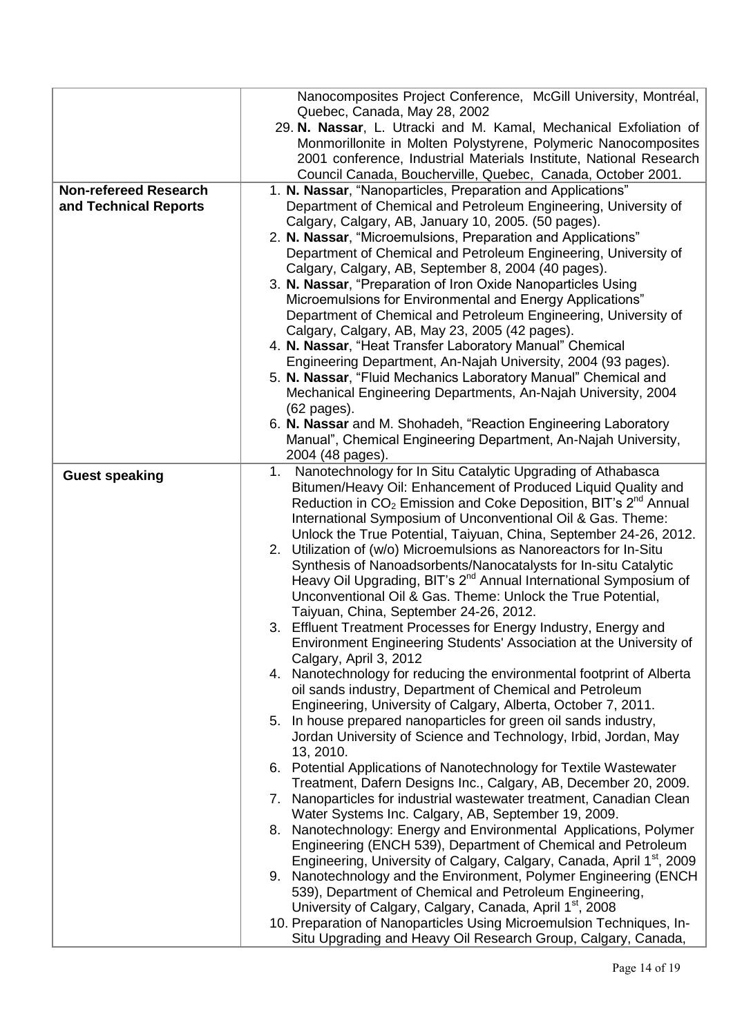| | |
|---|---|
| | Nanocomposites Project Conference, McGill University, Montréal, Quebec, Canada, May 28, 2002<br>29. **N. Nassar**, L. Utracki and M. Kamal, Mechanical Exfoliation of Monmorillonite in Molten Polystyrene, Polymeric Nanocomposites 2001 conference, Industrial Materials Institute, National Research Council Canada, Boucherville, Quebec, Canada, October 2001. |
| **Non-refereed Research and Technical Reports** | 1. **N. Nassar**, "Nanoparticles, Preparation and Applications" Department of Chemical and Petroleum Engineering, University of Calgary, Calgary, AB, January 10, 2005. (50 pages).<br>2. **N. Nassar**, "Microemulsions, Preparation and Applications" Department of Chemical and Petroleum Engineering, University of Calgary, Calgary, AB, September 8, 2004 (40 pages).<br>3. **N. Nassar**, "Preparation of Iron Oxide Nanoparticles Using Microemulsions for Environmental and Energy Applications" Department of Chemical and Petroleum Engineering, University of Calgary, Calgary, AB, May 23, 2005 (42 pages).<br>4. **N. Nassar**, "Heat Transfer Laboratory Manual" Chemical Engineering Department, An-Najah University, 2004 (93 pages).<br>5. **N. Nassar**, "Fluid Mechanics Laboratory Manual" Chemical and Mechanical Engineering Departments, An-Najah University, 2004 (62 pages).<br>6. **N. Nassar** and M. Shohadeh, "Reaction Engineering Laboratory Manual", Chemical Engineering Department, An-Najah University, 2004 (48 pages). |
| **Guest speaking** | 1. Nanotechnology for In Situ Catalytic Upgrading of Athabasca Bitumen/Heavy Oil: Enhancement of Produced Liquid Quality and Reduction in $CO_2$ Emission and Coke Deposition, BIT's 2nd Annual International Symposium of Unconventional Oil & Gas. Theme: Unlock the True Potential, Taiyuan, China, September 24-26, 2012.<br>2. Utilization of (w/o) Microemulsions as Nanoreactors for In-Situ Synthesis of Nanoadsorbents/Nanocatalysts for In-situ Catalytic Heavy Oil Upgrading, BIT's 2nd Annual International Symposium of Unconventional Oil & Gas. Theme: Unlock the True Potential, Taiyuan, China, September 24-26, 2012.<br>3. Effluent Treatment Processes for Energy Industry, Energy and Environment Engineering Students' Association at the University of Calgary, April 3, 2012<br>4. Nanotechnology for reducing the environmental footprint of Alberta oil sands industry, Department of Chemical and Petroleum Engineering, University of Calgary, Alberta, October 7, 2011.<br>5. In house prepared nanoparticles for green oil sands industry, Jordan University of Science and Technology, Irbid, Jordan, May 13, 2010.<br>6. Potential Applications of Nanotechnology for Textile Wastewater Treatment, Dafern Designs Inc., Calgary, AB, December 20, 2009.<br>7. Nanoparticles for industrial wastewater treatment, Canadian Clean Water Systems Inc. Calgary, AB, September 19, 2009.<br>8. Nanotechnology: Energy and Environmental Applications, Polymer Engineering (ENCH 539), Department of Chemical and Petroleum Engineering, University of Calgary, Calgary, Canada, April 1st, 2009<br>9. Nanotechnology and the Environment, Polymer Engineering (ENCH 539), Department of Chemical and Petroleum Engineering, University of Calgary, Calgary, Canada, April 1st, 2008<br>10. Preparation of Nanoparticles Using Microemulsion Techniques, In-Situ Upgrading and Heavy Oil Research Group, Calgary, Canada, |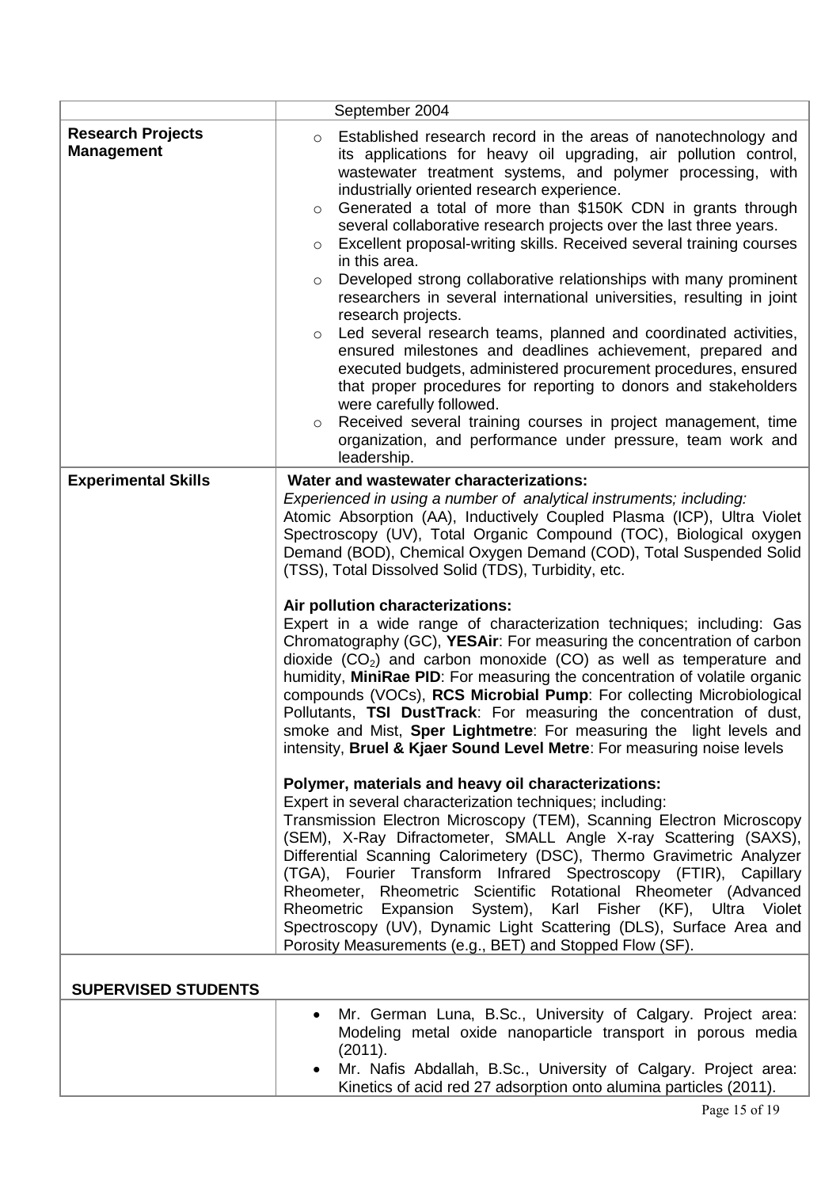| | |
|---|---|
| | September 2004 |
| **Research Projects Management** | ◦ Established research record in the areas of nanotechnology and its applications for heavy oil upgrading, air pollution control, wastewater treatment systems, and polymer processing, with industrially oriented research experience.<br>◦ Generated a total of more than $150K CDN in grants through several collaborative research projects over the last three years.<br>◦ Excellent proposal-writing skills. Received several training courses in this area.<br>◦ Developed strong collaborative relationships with many prominent researchers in several international universities, resulting in joint research projects.<br>◦ Led several research teams, planned and coordinated activities, ensured milestones and deadlines achievement, prepared and executed budgets, administered procurement procedures, ensured that proper procedures for reporting to donors and stakeholders were carefully followed.<br>◦ Received several training courses in project management, time organization, and performance under pressure, team work and leadership. |
| **Experimental Skills** | **Water and wastewater characterizations:**<br>*Experienced in using a number of analytical instruments; including:*<br>Atomic Absorption (AA), Inductively Coupled Plasma (ICP), Ultra Violet Spectroscopy (UV), Total Organic Compound (TOC), Biological oxygen Demand (BOD), Chemical Oxygen Demand (COD), Total Suspended Solid (TSS), Total Dissolved Solid (TDS), Turbidity, etc.<br><br>**Air pollution characterizations:**<br>Expert in a wide range of characterization techniques; including: Gas Chromatography (GC), **YESAir**: For measuring the concentration of carbon dioxide ($CO_2$) and carbon monoxide (CO) as well as temperature and humidity, **MiniRae PID**: For measuring the concentration of volatile organic compounds (VOCs), **RCS Microbial Pump**: For collecting Microbiological Pollutants, **TSI DustTrack**: For measuring the concentration of dust, smoke and Mist, **Sper Lightmetre**: For measuring the light levels and intensity, **Bruel & Kjaer Sound Level Metre**: For measuring noise levels<br><br>**Polymer, materials and heavy oil characterizations:**<br>Expert in several characterization techniques; including:<br>Transmission Electron Microscopy (TEM), Scanning Electron Microscopy (SEM), X-Ray Difractometer, SMALL Angle X-ray Scattering (SAXS), Differential Scanning Calorimetery (DSC), Thermo Gravimetric Analyzer (TGA), Fourier Transform Infrared Spectroscopy (FTIR), Capillary Rheometer, Rheometric Scientific Rotational Rheometer (Advanced Rheometric Expansion System), Karl Fisher (KF), Ultra Violet Spectroscopy (UV), Dynamic Light Scattering (DLS), Surface Area and Porosity Measurements (e.g., BET) and Stopped Flow (SF). |

**SUPERVISED STUDENTS**

| | |
|---|---|
| | • Mr. German Luna, B.Sc., University of Calgary. Project area: Modeling metal oxide nanoparticle transport in porous media (2011).<br>• Mr. Nafis Abdallah, B.Sc., University of Calgary. Project area: Kinetics of acid red 27 adsorption onto alumina particles (2011). |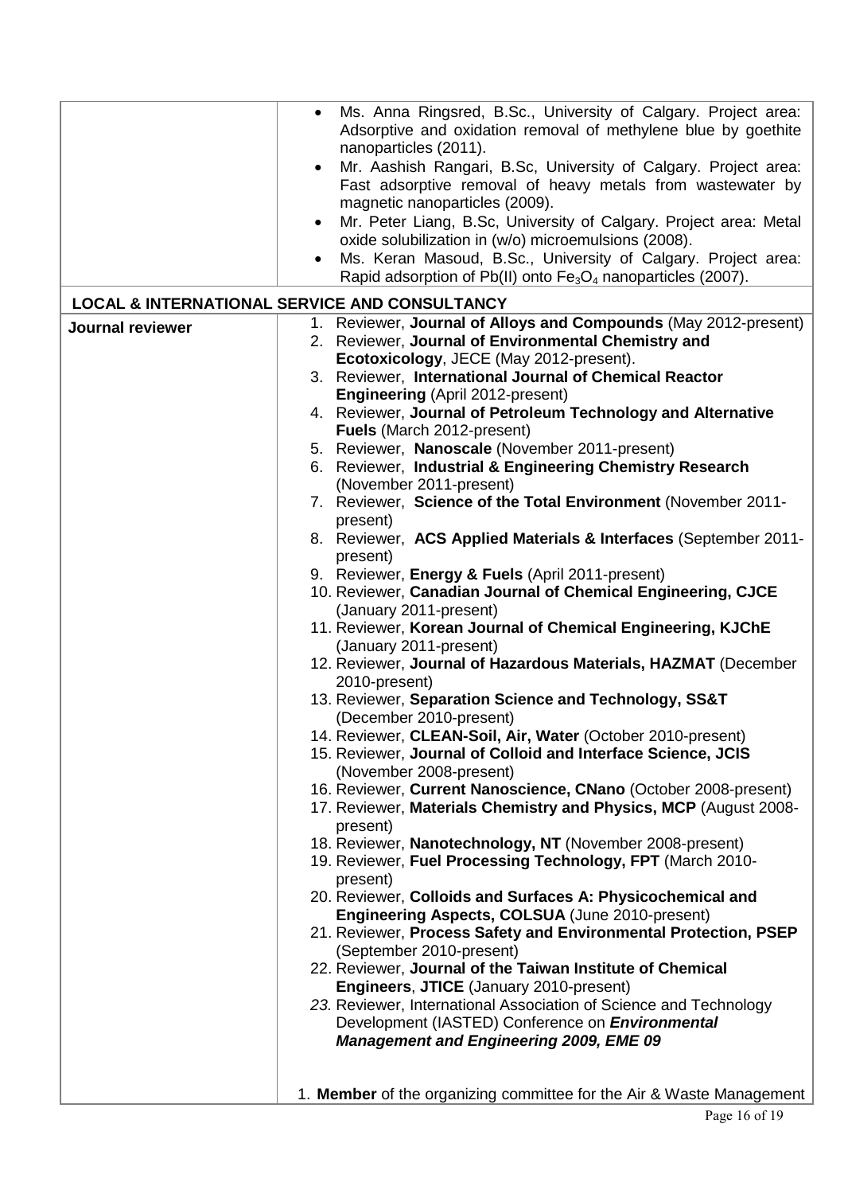| | |
|---|---|
| | • Ms. Anna Ringsred, B.Sc., University of Calgary. Project area: Adsorptive and oxidation removal of methylene blue by goethite nanoparticles (2011).<br>• Mr. Aashish Rangari, B.Sc, University of Calgary. Project area: Fast adsorptive removal of heavy metals from wastewater by magnetic nanoparticles (2009).<br>• Mr. Peter Liang, B.Sc, University of Calgary. Project area: Metal oxide solubilization in (w/o) microemulsions (2008).<br>• Ms. Keran Masoud, B.Sc., University of Calgary. Project area: Rapid adsorption of Pb(II) onto $Fe_3O_4$ nanoparticles (2007). |
| **LOCAL & INTERNATIONAL SERVICE AND CONSULTANCY** | |
| **Journal reviewer** | 1. Reviewer, **Journal of Alloys and Compounds** (May 2012-present)<br>2. Reviewer, **Journal of Environmental Chemistry and Ecotoxicology**, JECE (May 2012-present).<br>3. Reviewer, **International Journal of Chemical Reactor Engineering** (April 2012-present)<br>4. Reviewer, **Journal of Petroleum Technology and Alternative Fuels** (March 2012-present)<br>5. Reviewer, **Nanoscale** (November 2011-present)<br>6. Reviewer, **Industrial & Engineering Chemistry Research** (November 2011-present)<br>7. Reviewer, **Science of the Total Environment** (November 2011-present)<br>8. Reviewer, **ACS Applied Materials & Interfaces** (September 2011-present)<br>9. Reviewer, **Energy & Fuels** (April 2011-present)<br>10. Reviewer, **Canadian Journal of Chemical Engineering, CJCE** (January 2011-present)<br>11. Reviewer, **Korean Journal of Chemical Engineering, KJChE** (January 2011-present)<br>12. Reviewer, **Journal of Hazardous Materials, HAZMAT** (December 2010-present)<br>13. Reviewer, **Separation Science and Technology, SS&T** (December 2010-present)<br>14. Reviewer, **CLEAN-Soil, Air, Water** (October 2010-present)<br>15. Reviewer, **Journal of Colloid and Interface Science, JCIS** (November 2008-present)<br>16. Reviewer, **Current Nanoscience, CNano** (October 2008-present)<br>17. Reviewer, **Materials Chemistry and Physics, MCP** (August 2008-present)<br>18. Reviewer, **Nanotechnology, NT** (November 2008-present)<br>19. Reviewer, **Fuel Processing Technology, FPT** (March 2010-present)<br>20. Reviewer, **Colloids and Surfaces A: Physicochemical and Engineering Aspects, COLSUA** (June 2010-present)<br>21. Reviewer, **Process Safety and Environmental Protection, PSEP** (September 2010-present)<br>22. Reviewer, **Journal of the Taiwan Institute of Chemical Engineers**, **JTICE** (January 2010-present)<br>23. Reviewer, International Association of Science and Technology Development (IASTED) Conference on ***Environmental Management and Engineering 2009, EME 09*** |
| | 1. **Member** of the organizing committee for the Air & Waste Management |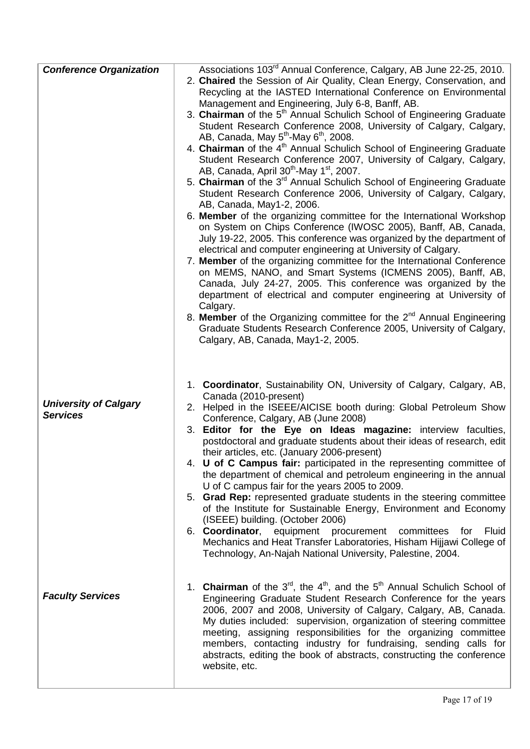| | |
|---|---|
| ***Conference Organization*** | Associations 103rd Annual Conference, Calgary, AB June 22-25, 2010.<br>2. **Chaired** the Session of Air Quality, Clean Energy, Conservation, and Recycling at the IASTED International Conference on Environmental Management and Engineering, July 6-8, Banff, AB.<br>3. **Chairman** of the 5th Annual Schulich School of Engineering Graduate Student Research Conference 2008, University of Calgary, Calgary, AB, Canada, May 5th-May 6th, 2008.<br>4. **Chairman** of the 4th Annual Schulich School of Engineering Graduate Student Research Conference 2007, University of Calgary, Calgary, AB, Canada, April 30th-May 1st, 2007.<br>5. **Chairman** of the 3rd Annual Schulich School of Engineering Graduate Student Research Conference 2006, University of Calgary, Calgary, AB, Canada, May1-2, 2006.<br>6. **Member** of the organizing committee for the International Workshop on System on Chips Conference (IWOSC 2005), Banff, AB, Canada, July 19-22, 2005. This conference was organized by the department of electrical and computer engineering at University of Calgary.<br>7. **Member** of the organizing committee for the International Conference on MEMS, NANO, and Smart Systems (ICMENS 2005), Banff, AB, Canada, July 24-27, 2005. This conference was organized by the department of electrical and computer engineering at University of Calgary.<br>8. **Member** of the Organizing committee for the 2nd Annual Engineering Graduate Students Research Conference 2005, University of Calgary, Calgary, AB, Canada, May1-2, 2005. |
| ***University of Calgary Services*** | 1. **Coordinator**, Sustainability ON, University of Calgary, Calgary, AB, Canada (2010-present)<br>2. Helped in the ISEEE/AICISE booth during: Global Petroleum Show Conference, Calgary, AB (June 2008)<br>3. **Editor for the Eye on Ideas magazine:** interview faculties, postdoctoral and graduate students about their ideas of research, edit their articles, etc. (January 2006-present)<br>4. **U of C Campus fair:** participated in the representing committee of the department of chemical and petroleum engineering in the annual U of C campus fair for the years 2005 to 2009.<br>5. **Grad Rep:** represented graduate students in the steering committee of the Institute for Sustainable Energy, Environment and Economy (ISEEE) building. (October 2006)<br>6. **Coordinator**, equipment procurement committees for Fluid Mechanics and Heat Transfer Laboratories, Hisham Hijjawi College of Technology, An-Najah National University, Palestine, 2004. |
| ***Faculty Services*** | 1. **Chairman** of the 3rd, the 4th, and the 5th Annual Schulich School of Engineering Graduate Student Research Conference for the years 2006, 2007 and 2008, University of Calgary, Calgary, AB, Canada. My duties included: supervision, organization of steering committee meeting, assigning responsibilities for the organizing committee members, contacting industry for fundraising, sending calls for abstracts, editing the book of abstracts, constructing the conference website, etc. |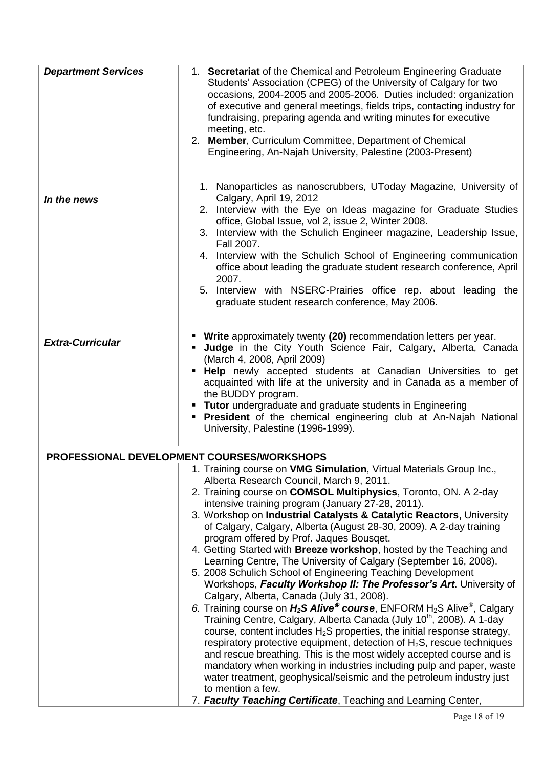| | |
|---|---|
| ***Department Services*** | 1. **Secretariat** of the Chemical and Petroleum Engineering Graduate Students' Association (CPEG) of the University of Calgary for two occasions, 2004-2005 and 2005-2006. Duties included: organization of executive and general meetings, fields trips, contacting industry for fundraising, preparing agenda and writing minutes for executive meeting, etc.<br>2. **Member**, Curriculum Committee, Department of Chemical Engineering, An-Najah University, Palestine (2003-Present) |
| ***In the news*** | 1. Nanoparticles as nanoscrubbers, UToday Magazine, University of Calgary, April 19, 2012<br>2. Interview with the Eye on Ideas magazine for Graduate Studies office, Global Issue, vol 2, issue 2, Winter 2008.<br>3. Interview with the Schulich Engineer magazine, Leadership Issue, Fall 2007.<br>4. Interview with the Schulich School of Engineering communication office about leading the graduate student research conference, April 2007.<br>5. Interview with NSERC-Prairies office rep. about leading the graduate student research conference, May 2006. |
| ***Extra-Curricular*** | ▪ **Write** approximately twenty **(20)** recommendation letters per year.<br>▪ **Judge** in the City Youth Science Fair, Calgary, Alberta, Canada (March 4, 2008, April 2009)<br>▪ **Help** newly accepted students at Canadian Universities to get acquainted with life at the university and in Canada as a member of the BUDDY program.<br>▪ **Tutor** undergraduate and graduate students in Engineering<br>▪ **President** of the chemical engineering club at An-Najah National University, Palestine (1996-1999). |

## PROFESSIONAL DEVELOPMENT COURSES/WORKSHOPS

1. Training course on **VMG Simulation**, Virtual Materials Group Inc., Alberta Research Council, March 9, 2011.
2. Training course on **COMSOL Multiphysics**, Toronto, ON. A 2-day intensive training program (January 27-28, 2011).
3. Workshop on **Industrial Catalysts & Catalytic Reactors**, University of Calgary, Calgary, Alberta (August 28-30, 2009). A 2-day training program offered by Prof. Jaques Bousqet.
4. Getting Started with **Breeze workshop**, hosted by the Teaching and Learning Centre, The University of Calgary (September 16, 2008).
5. 2008 Schulich School of Engineering Teaching Development Workshops, ***Faculty Workshop II: The Professor's Art***. University of Calgary, Alberta, Canada (July 31, 2008).
6. Training course on ***$H_2S$ Alive® course***, ENFORM $H_2S$ Alive®, Calgary Training Centre, Calgary, Alberta Canada (July 10th, 2008). A 1-day course, content includes $H_2S$ properties, the initial response strategy, respiratory protective equipment, detection of $H_2S$, rescue techniques and rescue breathing. This is the most widely accepted course and is mandatory when working in industries including pulp and paper, waste water treatment, geophysical/seismic and the petroleum industry just to mention a few.
7. ***Faculty Teaching Certificate***, Teaching and Learning Center,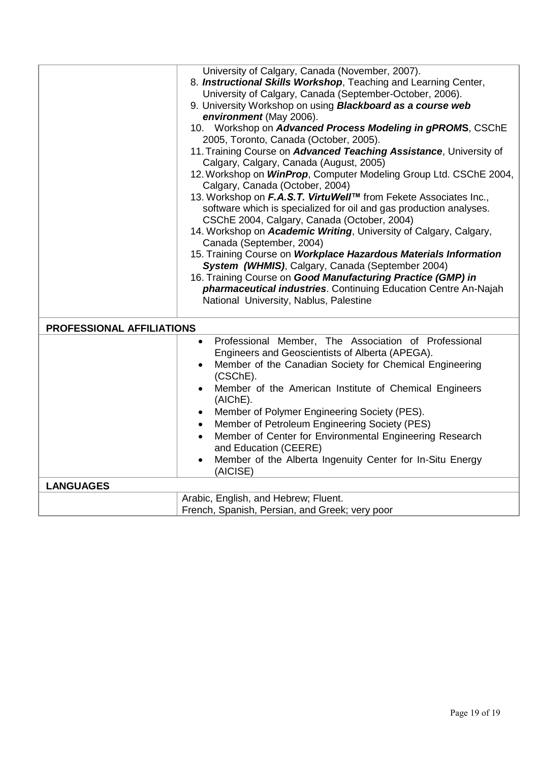| | |
|---|---|
| | University of Calgary, Canada (November, 2007).<br>8. ***Instructional Skills Workshop***, Teaching and Learning Center, University of Calgary, Canada (September-October, 2006).<br>9. University Workshop on using ***Blackboard as a course web environment*** (May 2006).<br>10. Workshop on ***Advanced Process Modeling in gPROMS***, CSChE 2005, Toronto, Canada (October, 2005).<br>11. Training Course on ***Advanced Teaching Assistance***, University of Calgary, Calgary, Canada (August, 2005)<br>12. Workshop on ***WinProp***, Computer Modeling Group Ltd. CSChE 2004, Calgary, Canada (October, 2004)<br>13. Workshop on ***F.A.S.T. VirtuWell™*** from Fekete Associates Inc., software which is specialized for oil and gas production analyses. CSChE 2004, Calgary, Canada (October, 2004)<br>14. Workshop on ***Academic Writing***, University of Calgary, Calgary, Canada (September, 2004)<br>15. Training Course on ***Workplace Hazardous Materials Information System (WHMIS)***, Calgary, Canada (September 2004)<br>16. Training Course on ***Good Manufacturing Practice (GMP) in pharmaceutical industries***. Continuing Education Centre An-Najah National University, Nablus, Palestine |
| **PROFESSIONAL AFFILIATIONS** | |
| | • Professional Member, The Association of Professional Engineers and Geoscientists of Alberta (APEGA).<br>• Member of the Canadian Society for Chemical Engineering (CSChE).<br>• Member of the American Institute of Chemical Engineers (AIChE).<br>• Member of Polymer Engineering Society (PES).<br>• Member of Petroleum Engineering Society (PES)<br>• Member of Center for Environmental Engineering Research and Education (CEERE)<br>• Member of the Alberta Ingenuity Center for In-Situ Energy (AICISE) |
| **LANGUAGES** | |
| | Arabic, English, and Hebrew; Fluent.<br>French, Spanish, Persian, and Greek; very poor |